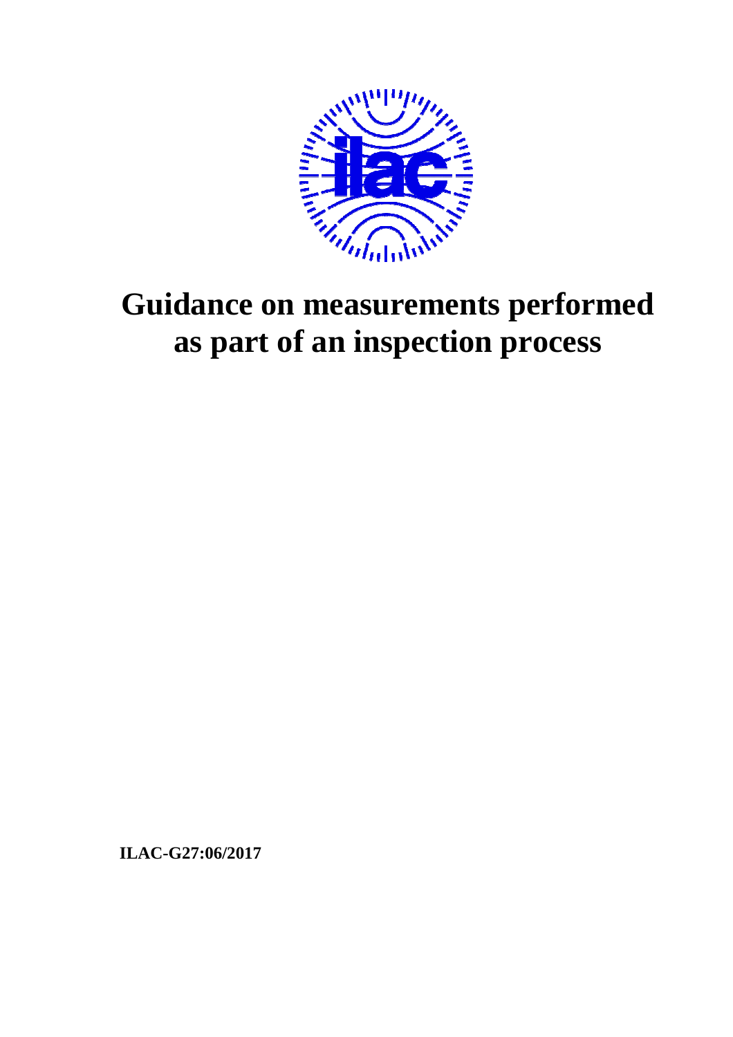# Guidance on measurements performed as part of an inspection process

**ILAC-G27:06/2017**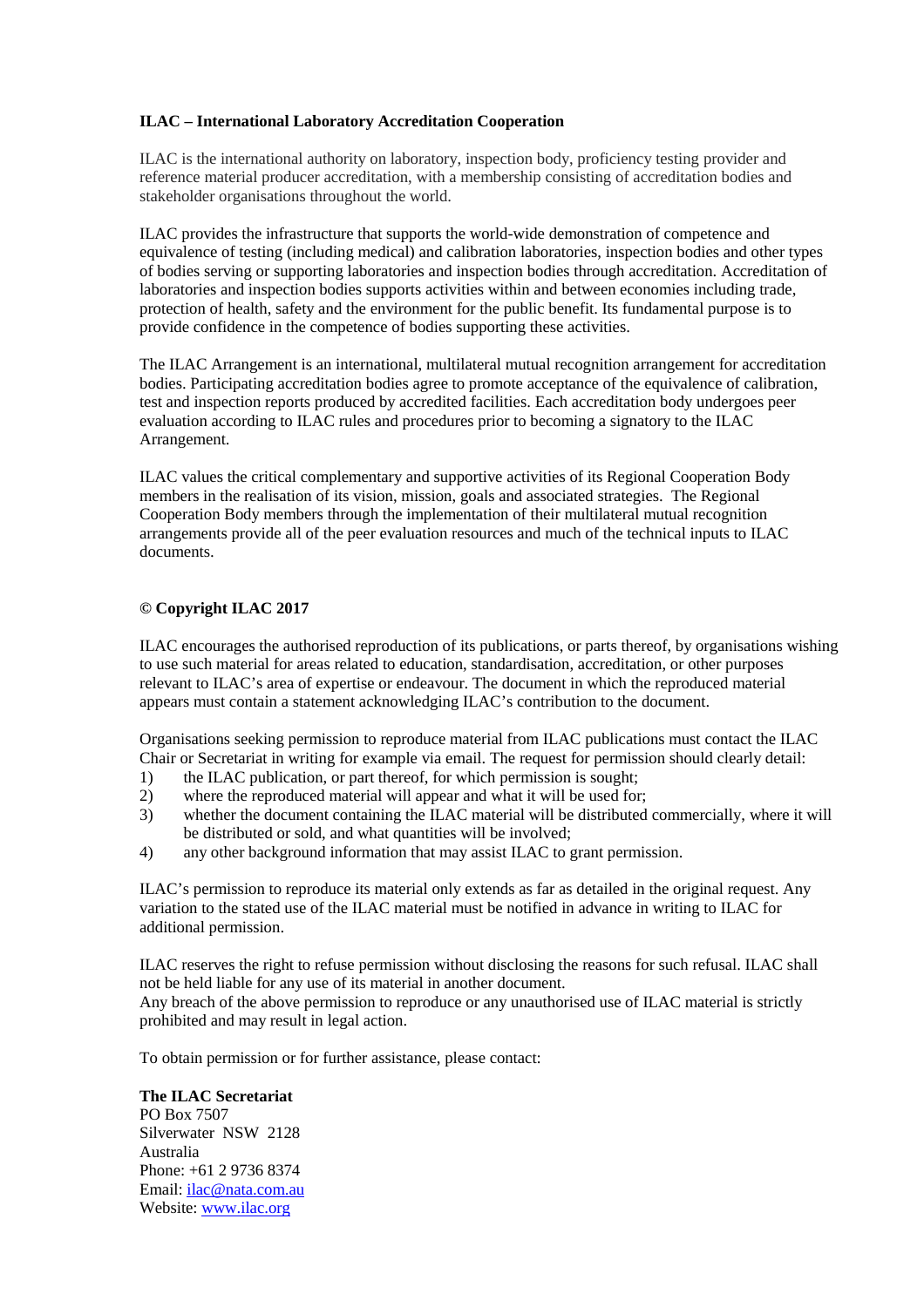**ILAC – International Laboratory Accreditation Cooperation**

ILAC is the international authority on laboratory, inspection body, proficiency testing provider and reference material producer accreditation, with a membership consisting of accreditation bodies and stakeholder organisations throughout the world.

ILAC provides the infrastructure that supports the world-wide demonstration of competence and equivalence of testing (including medical) and calibration laboratories, inspection bodies and other types of bodies serving or supporting laboratories and inspection bodies through accreditation. Accreditation of laboratories and inspection bodies supports activities within and between economies including trade, protection of health, safety and the environment for the public benefit. Its fundamental purpose is to provide confidence in the competence of bodies supporting these activities.

The ILAC Arrangement is an international, multilateral mutual recognition arrangement for accreditation bodies. Participating accreditation bodies agree to promote acceptance of the equivalence of calibration, test and inspection reports produced by accredited facilities. Each accreditation body undergoes peer evaluation according to ILAC rules and procedures prior to becoming a signatory to the ILAC Arrangement.

ILAC values the critical complementary and supportive activities of its Regional Cooperation Body members in the realisation of its vision, mission, goals and associated strategies. The Regional Cooperation Body members through the implementation of their multilateral mutual recognition arrangements provide all of the peer evaluation resources and much of the technical inputs to ILAC documents.

**© Copyright ILAC 2017**

ILAC encourages the authorised reproduction of its publications, or parts thereof, by organisations wishing to use such material for areas related to education, standardisation, accreditation, or other purposes relevant to ILAC's area of expertise or endeavour. The document in which the reproduced material appears must contain a statement acknowledging ILAC's contribution to the document.

Organisations seeking permission to reproduce material from ILAC publications must contact the ILAC Chair or Secretariat in writing for example via email. The request for permission should clearly detail:

1) the ILAC publication, or part thereof, for which permission is sought;
2) where the reproduced material will appear and what it will be used for;
3) whether the document containing the ILAC material will be distributed commercially, where it will be distributed or sold, and what quantities will be involved;
4) any other background information that may assist ILAC to grant permission.

ILAC's permission to reproduce its material only extends as far as detailed in the original request. Any variation to the stated use of the ILAC material must be notified in advance in writing to ILAC for additional permission.

ILAC reserves the right to refuse permission without disclosing the reasons for such refusal. ILAC shall not be held liable for any use of its material in another document.
Any breach of the above permission to reproduce or any unauthorised use of ILAC material is strictly prohibited and may result in legal action.

To obtain permission or for further assistance, please contact:

**The ILAC Secretariat**
PO Box 7507
Silverwater NSW 2128
Australia
Phone: +61 2 9736 8374
Email: ilac@nata.com.au
Website: www.ilac.org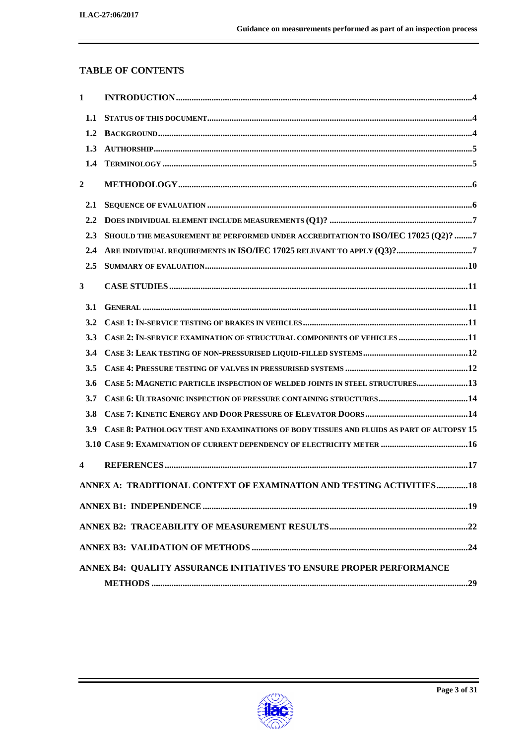# TABLE OF CONTENTS

1 INTRODUCTION ....................................................... 4

- 1.1 STATUS OF THIS DOCUMENT ....................................................... 4
- 1.2 BACKGROUND ....................................................... 4
- 1.3 AUTHORSHIP ....................................................... 5
- 1.4 TERMINOLOGY ....................................................... 5

2 METHODOLOGY ....................................................... 6

- 2.1 SEQUENCE OF EVALUATION ....................................................... 6
- 2.2 DOES INDIVIDUAL ELEMENT INCLUDE MEASUREMENTS (Q1)? ....................................................... 7
- 2.3 SHOULD THE MEASUREMENT BE PERFORMED UNDER ACCREDITATION TO ISO/IEC 17025 (Q2)? ........ 7
- 2.4 ARE INDIVIDUAL REQUIREMENTS IN ISO/IEC 17025 RELEVANT TO APPLY (Q3)? ....................................................... 7
- 2.5 SUMMARY OF EVALUATION ....................................................... 10

3 CASE STUDIES ....................................................... 11

- 3.1 GENERAL ....................................................... 11
- 3.2 CASE 1: IN-SERVICE TESTING OF BRAKES IN VEHICLES ....................................................... 11
- 3.3 CASE 2: IN-SERVICE EXAMINATION OF STRUCTURAL COMPONENTS OF VEHICLES ....................................................... 11
- 3.4 CASE 3: LEAK TESTING OF NON-PRESSURISED LIQUID-FILLED SYSTEMS ....................................................... 12
- 3.5 CASE 4: PRESSURE TESTING OF VALVES IN PRESSURISED SYSTEMS ....................................................... 12
- 3.6 CASE 5: MAGNETIC PARTICLE INSPECTION OF WELDED JOINTS IN STEEL STRUCTURES ....................................................... 13
- 3.7 CASE 6: ULTRASONIC INSPECTION OF PRESSURE CONTAINING STRUCTURES ....................................................... 14
- 3.8 CASE 7: KINETIC ENERGY AND DOOR PRESSURE OF ELEVATOR DOORS ....................................................... 14
- 3.9 CASE 8: PATHOLOGY TEST AND EXAMINATIONS OF BODY TISSUES AND FLUIDS AS PART OF AUTOPSY 15
- 3.10 CASE 9: EXAMINATION OF CURRENT DEPENDENCY OF ELECTRICITY METER ....................................................... 16

4 REFERENCES ....................................................... 17

ANNEX A: TRADITIONAL CONTEXT OF EXAMINATION AND TESTING ACTIVITIES .............. 18

ANNEX B1: INDEPENDENCE ....................................................... 19

ANNEX B2: TRACEABILITY OF MEASUREMENT RESULTS ....................................................... 22

ANNEX B3: VALIDATION OF METHODS ....................................................... 24

ANNEX B4: QUALITY ASSURANCE INITIATIVES TO ENSURE PROPER PERFORMANCE METHODS ....................................................... 29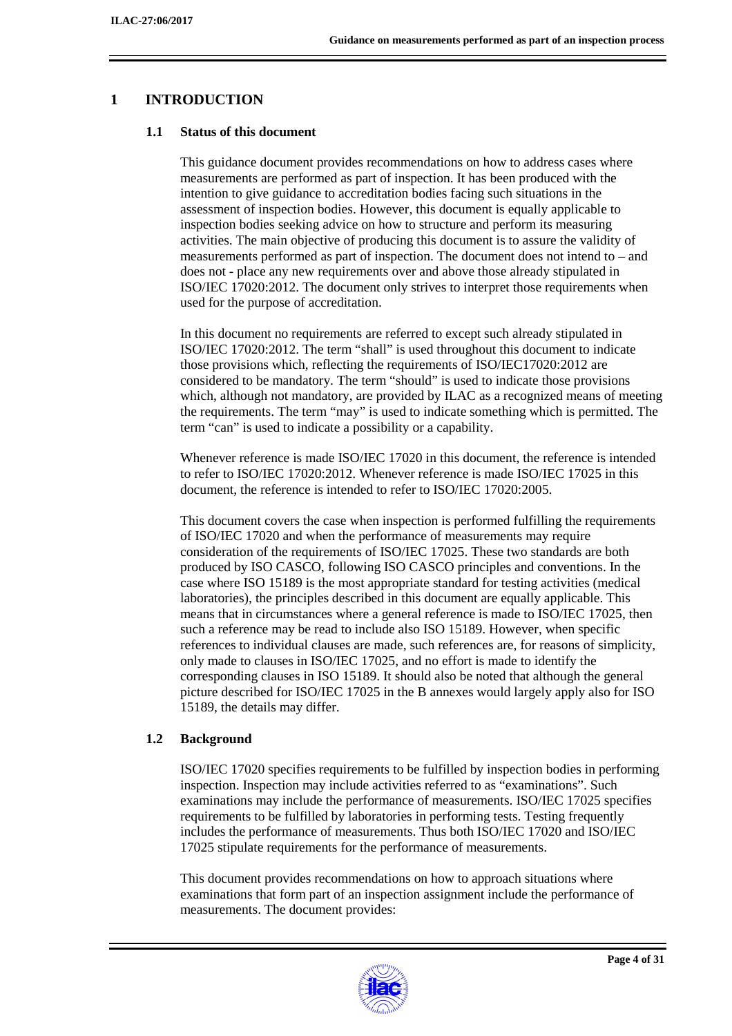# 1 INTRODUCTION

## 1.1 Status of this document

This guidance document provides recommendations on how to address cases where measurements are performed as part of inspection. It has been produced with the intention to give guidance to accreditation bodies facing such situations in the assessment of inspection bodies. However, this document is equally applicable to inspection bodies seeking advice on how to structure and perform its measuring activities. The main objective of producing this document is to assure the validity of measurements performed as part of inspection. The document does not intend to – and does not - place any new requirements over and above those already stipulated in ISO/IEC 17020:2012. The document only strives to interpret those requirements when used for the purpose of accreditation.

In this document no requirements are referred to except such already stipulated in ISO/IEC 17020:2012. The term "shall" is used throughout this document to indicate those provisions which, reflecting the requirements of ISO/IEC17020:2012 are considered to be mandatory. The term "should" is used to indicate those provisions which, although not mandatory, are provided by ILAC as a recognized means of meeting the requirements. The term "may" is used to indicate something which is permitted. The term "can" is used to indicate a possibility or a capability.

Whenever reference is made ISO/IEC 17020 in this document, the reference is intended to refer to ISO/IEC 17020:2012. Whenever reference is made ISO/IEC 17025 in this document, the reference is intended to refer to ISO/IEC 17020:2005.

This document covers the case when inspection is performed fulfilling the requirements of ISO/IEC 17020 and when the performance of measurements may require consideration of the requirements of ISO/IEC 17025. These two standards are both produced by ISO CASCO, following ISO CASCO principles and conventions. In the case where ISO 15189 is the most appropriate standard for testing activities (medical laboratories), the principles described in this document are equally applicable. This means that in circumstances where a general reference is made to ISO/IEC 17025, then such a reference may be read to include also ISO 15189. However, when specific references to individual clauses are made, such references are, for reasons of simplicity, only made to clauses in ISO/IEC 17025, and no effort is made to identify the corresponding clauses in ISO 15189. It should also be noted that although the general picture described for ISO/IEC 17025 in the B annexes would largely apply also for ISO 15189, the details may differ.

## 1.2 Background

ISO/IEC 17020 specifies requirements to be fulfilled by inspection bodies in performing inspection. Inspection may include activities referred to as "examinations". Such examinations may include the performance of measurements. ISO/IEC 17025 specifies requirements to be fulfilled by laboratories in performing tests. Testing frequently includes the performance of measurements. Thus both ISO/IEC 17020 and ISO/IEC 17025 stipulate requirements for the performance of measurements.

This document provides recommendations on how to approach situations where examinations that form part of an inspection assignment include the performance of measurements. The document provides: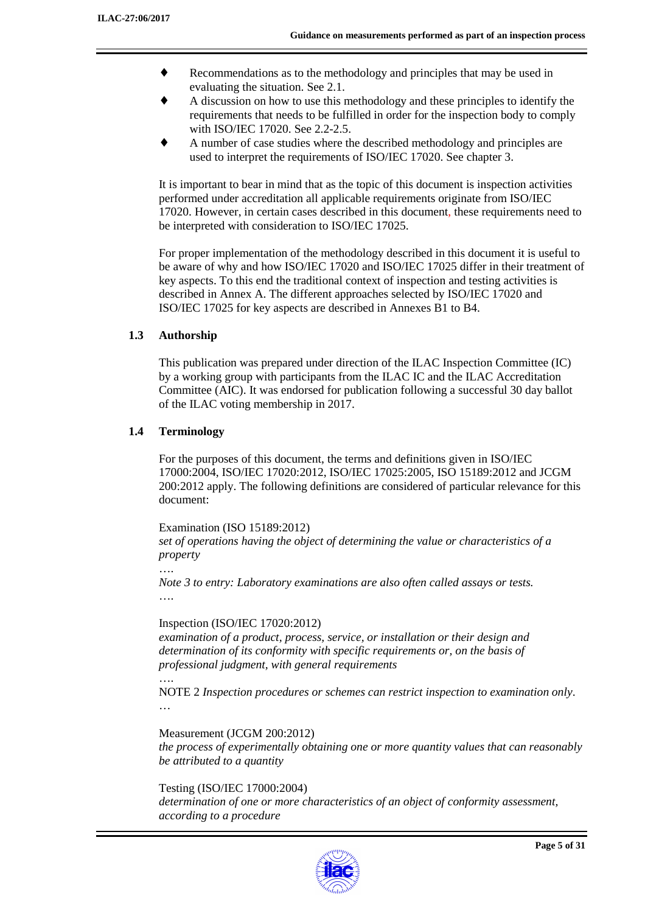- Recommendations as to the methodology and principles that may be used in evaluating the situation. See 2.1.
- A discussion on how to use this methodology and these principles to identify the requirements that needs to be fulfilled in order for the inspection body to comply with ISO/IEC 17020. See 2.2-2.5.
- A number of case studies where the described methodology and principles are used to interpret the requirements of ISO/IEC 17020. See chapter 3.

It is important to bear in mind that as the topic of this document is inspection activities performed under accreditation all applicable requirements originate from ISO/IEC 17020. However, in certain cases described in this document, these requirements need to be interpreted with consideration to ISO/IEC 17025.

For proper implementation of the methodology described in this document it is useful to be aware of why and how ISO/IEC 17020 and ISO/IEC 17025 differ in their treatment of key aspects. To this end the traditional context of inspection and testing activities is described in Annex A. The different approaches selected by ISO/IEC 17020 and ISO/IEC 17025 for key aspects are described in Annexes B1 to B4.

## 1.3 Authorship

This publication was prepared under direction of the ILAC Inspection Committee (IC) by a working group with participants from the ILAC IC and the ILAC Accreditation Committee (AIC). It was endorsed for publication following a successful 30 day ballot of the ILAC voting membership in 2017.

## 1.4 Terminology

For the purposes of this document, the terms and definitions given in ISO/IEC 17000:2004, ISO/IEC 17020:2012, ISO/IEC 17025:2005, ISO 15189:2012 and JCGM 200:2012 apply. The following definitions are considered of particular relevance for this document:

Examination (ISO 15189:2012)
*set of operations having the object of determining the value or characteristics of a property*
….
*Note 3 to entry: Laboratory examinations are also often called assays or tests.*
….

Inspection (ISO/IEC 17020:2012)
*examination of a product, process, service, or installation or their design and determination of its conformity with specific requirements or, on the basis of professional judgment, with general requirements*
….
NOTE 2 *Inspection procedures or schemes can restrict inspection to examination only*.
…

Measurement (JCGM 200:2012)
*the process of experimentally obtaining one or more quantity values that can reasonably be attributed to a quantity*

Testing (ISO/IEC 17000:2004)
*determination of one or more characteristics of an object of conformity assessment, according to a procedure*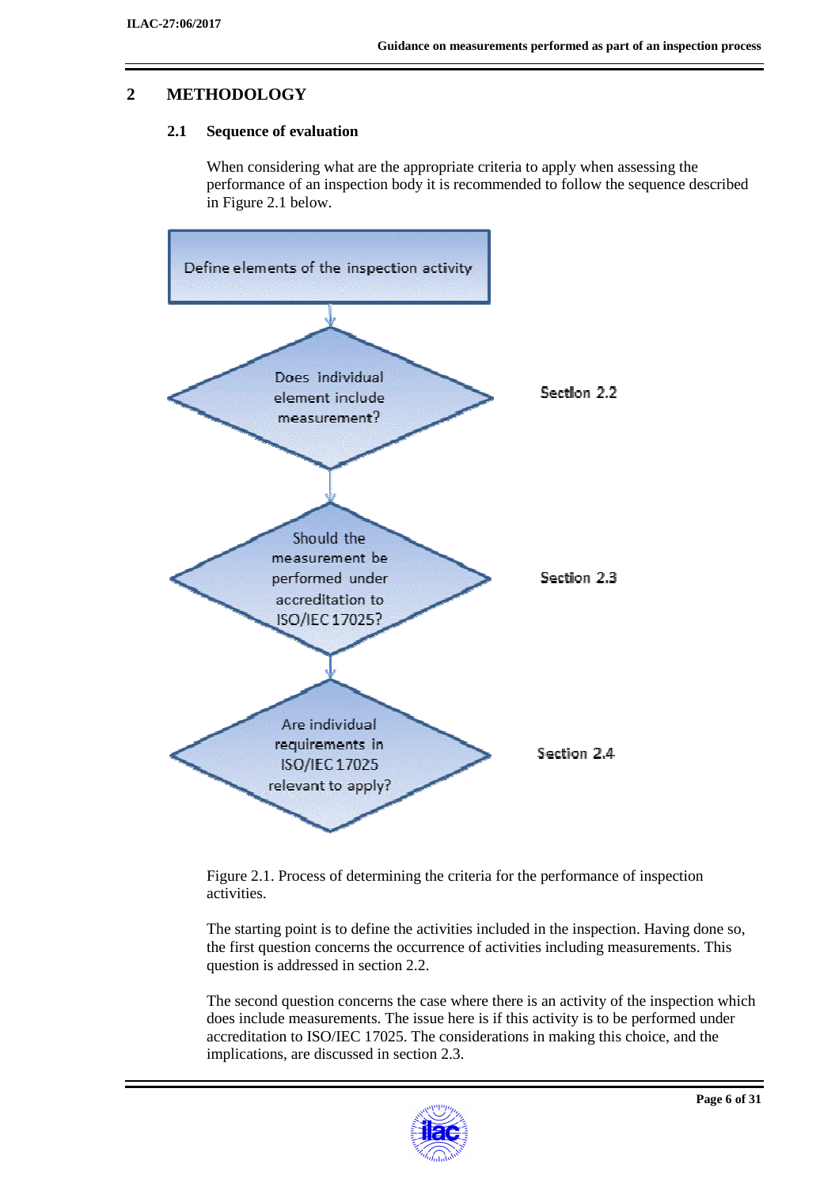# 2 METHODOLOGY

## 2.1 Sequence of evaluation

When considering what are the appropriate criteria to apply when assessing the performance of an inspection body it is recommended to follow the sequence described in Figure 2.1 below.

Define elements of the inspection activity

Does individual element include measurement? — Section 2.2

Should the measurement be performed under accreditation to ISO/IEC 17025? — Section 2.3

Are individual requirements in ISO/IEC 17025 relevant to apply? — Section 2.4

Figure 2.1. Process of determining the criteria for the performance of inspection activities.

The starting point is to define the activities included in the inspection. Having done so, the first question concerns the occurrence of activities including measurements. This question is addressed in section 2.2.

The second question concerns the case where there is an activity of the inspection which does include measurements. The issue here is if this activity is to be performed under accreditation to ISO/IEC 17025. The considerations in making this choice, and the implications, are discussed in section 2.3.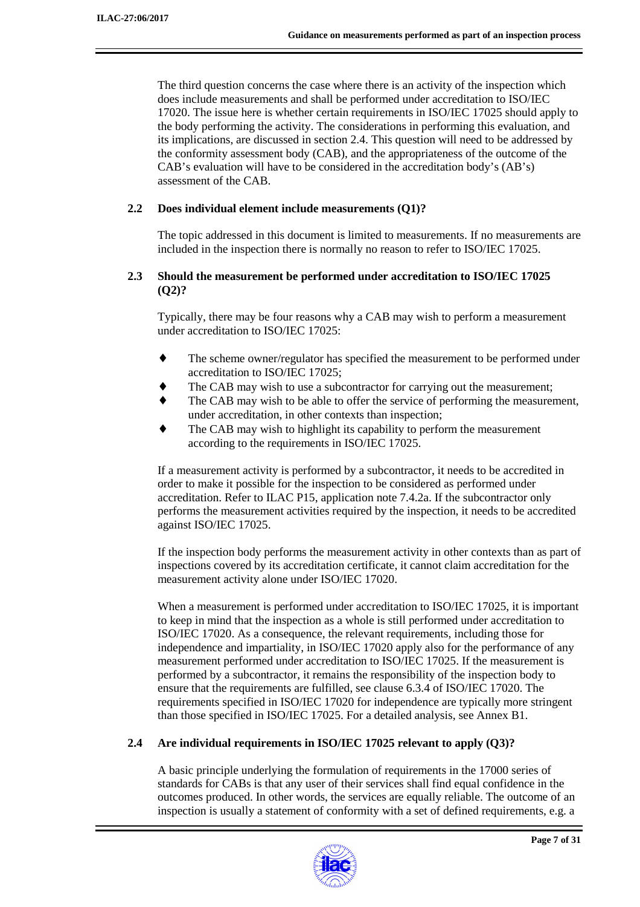The third question concerns the case where there is an activity of the inspection which does include measurements and shall be performed under accreditation to ISO/IEC 17020. The issue here is whether certain requirements in ISO/IEC 17025 should apply to the body performing the activity. The considerations in performing this evaluation, and its implications, are discussed in section 2.4. This question will need to be addressed by the conformity assessment body (CAB), and the appropriateness of the outcome of the CAB's evaluation will have to be considered in the accreditation body's (AB's) assessment of the CAB.

## 2.2 Does individual element include measurements (Q1)?

The topic addressed in this document is limited to measurements. If no measurements are included in the inspection there is normally no reason to refer to ISO/IEC 17025.

## 2.3 Should the measurement be performed under accreditation to ISO/IEC 17025 (Q2)?

Typically, there may be four reasons why a CAB may wish to perform a measurement under accreditation to ISO/IEC 17025:

- The scheme owner/regulator has specified the measurement to be performed under accreditation to ISO/IEC 17025;
- The CAB may wish to use a subcontractor for carrying out the measurement;
- The CAB may wish to be able to offer the service of performing the measurement, under accreditation, in other contexts than inspection;
- The CAB may wish to highlight its capability to perform the measurement according to the requirements in ISO/IEC 17025.

If a measurement activity is performed by a subcontractor, it needs to be accredited in order to make it possible for the inspection to be considered as performed under accreditation. Refer to ILAC P15, application note 7.4.2a. If the subcontractor only performs the measurement activities required by the inspection, it needs to be accredited against ISO/IEC 17025.

If the inspection body performs the measurement activity in other contexts than as part of inspections covered by its accreditation certificate, it cannot claim accreditation for the measurement activity alone under ISO/IEC 17020.

When a measurement is performed under accreditation to ISO/IEC 17025, it is important to keep in mind that the inspection as a whole is still performed under accreditation to ISO/IEC 17020. As a consequence, the relevant requirements, including those for independence and impartiality, in ISO/IEC 17020 apply also for the performance of any measurement performed under accreditation to ISO/IEC 17025. If the measurement is performed by a subcontractor, it remains the responsibility of the inspection body to ensure that the requirements are fulfilled, see clause 6.3.4 of ISO/IEC 17020. The requirements specified in ISO/IEC 17020 for independence are typically more stringent than those specified in ISO/IEC 17025. For a detailed analysis, see Annex B1.

## 2.4 Are individual requirements in ISO/IEC 17025 relevant to apply (Q3)?

A basic principle underlying the formulation of requirements in the 17000 series of standards for CABs is that any user of their services shall find equal confidence in the outcomes produced. In other words, the services are equally reliable. The outcome of an inspection is usually a statement of conformity with a set of defined requirements, e.g. a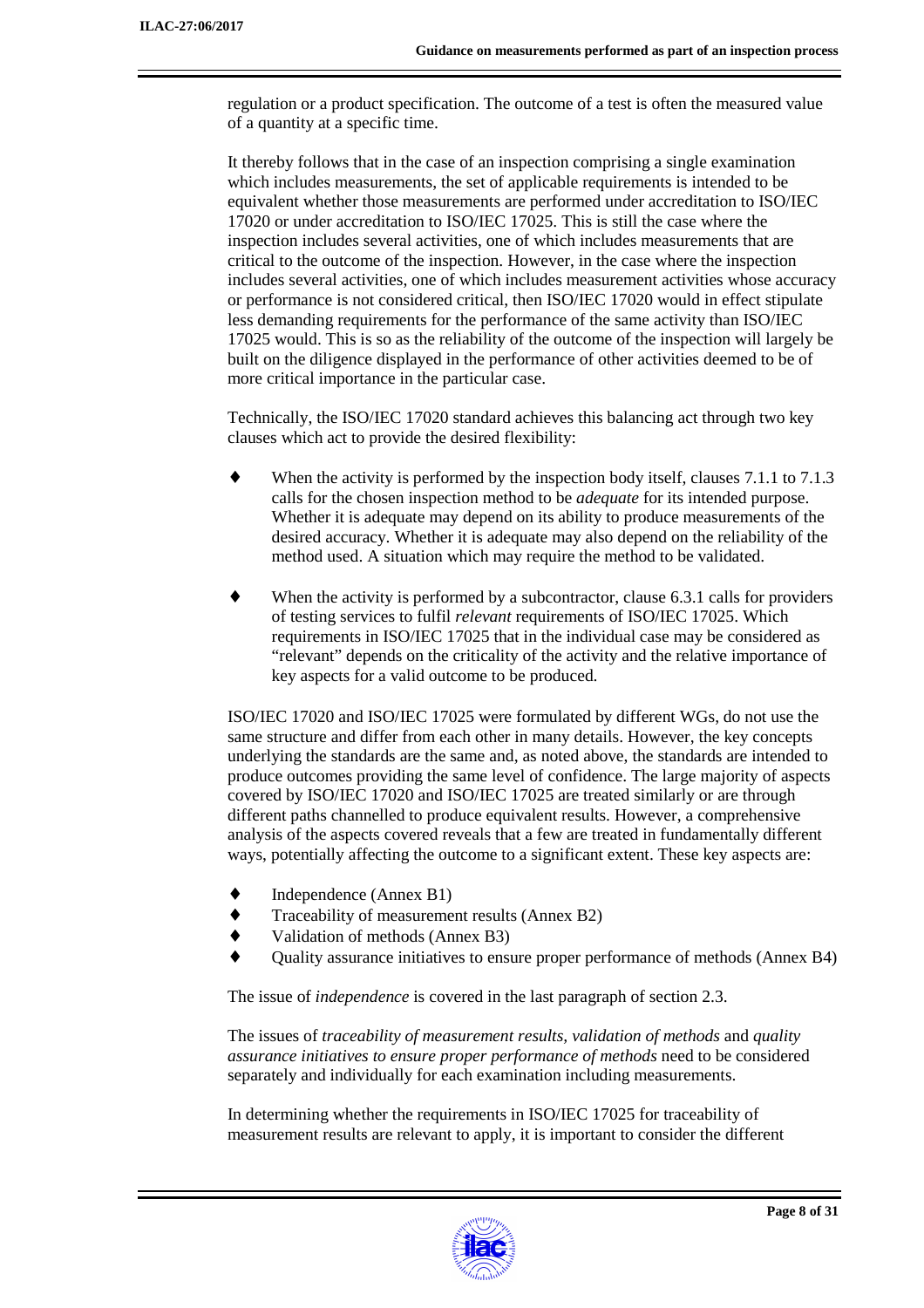regulation or a product specification. The outcome of a test is often the measured value of a quantity at a specific time.

It thereby follows that in the case of an inspection comprising a single examination which includes measurements, the set of applicable requirements is intended to be equivalent whether those measurements are performed under accreditation to ISO/IEC 17020 or under accreditation to ISO/IEC 17025. This is still the case where the inspection includes several activities, one of which includes measurements that are critical to the outcome of the inspection. However, in the case where the inspection includes several activities, one of which includes measurement activities whose accuracy or performance is not considered critical, then ISO/IEC 17020 would in effect stipulate less demanding requirements for the performance of the same activity than ISO/IEC 17025 would. This is so as the reliability of the outcome of the inspection will largely be built on the diligence displayed in the performance of other activities deemed to be of more critical importance in the particular case.

Technically, the ISO/IEC 17020 standard achieves this balancing act through two key clauses which act to provide the desired flexibility:

- When the activity is performed by the inspection body itself, clauses 7.1.1 to 7.1.3 calls for the chosen inspection method to be *adequate* for its intended purpose. Whether it is adequate may depend on its ability to produce measurements of the desired accuracy. Whether it is adequate may also depend on the reliability of the method used. A situation which may require the method to be validated.

- When the activity is performed by a subcontractor, clause 6.3.1 calls for providers of testing services to fulfil *relevant* requirements of ISO/IEC 17025. Which requirements in ISO/IEC 17025 that in the individual case may be considered as "relevant" depends on the criticality of the activity and the relative importance of key aspects for a valid outcome to be produced.

ISO/IEC 17020 and ISO/IEC 17025 were formulated by different WGs, do not use the same structure and differ from each other in many details. However, the key concepts underlying the standards are the same and, as noted above, the standards are intended to produce outcomes providing the same level of confidence. The large majority of aspects covered by ISO/IEC 17020 and ISO/IEC 17025 are treated similarly or are through different paths channelled to produce equivalent results. However, a comprehensive analysis of the aspects covered reveals that a few are treated in fundamentally different ways, potentially affecting the outcome to a significant extent. These key aspects are:

- Independence (Annex B1)
- Traceability of measurement results (Annex B2)
- Validation of methods (Annex B3)
- Quality assurance initiatives to ensure proper performance of methods (Annex B4)

The issue of *independence* is covered in the last paragraph of section 2.3.

The issues of *traceability of measurement results*, *validation of methods* and *quality assurance initiatives to ensure proper performance of methods* need to be considered separately and individually for each examination including measurements.

In determining whether the requirements in ISO/IEC 17025 for traceability of measurement results are relevant to apply, it is important to consider the different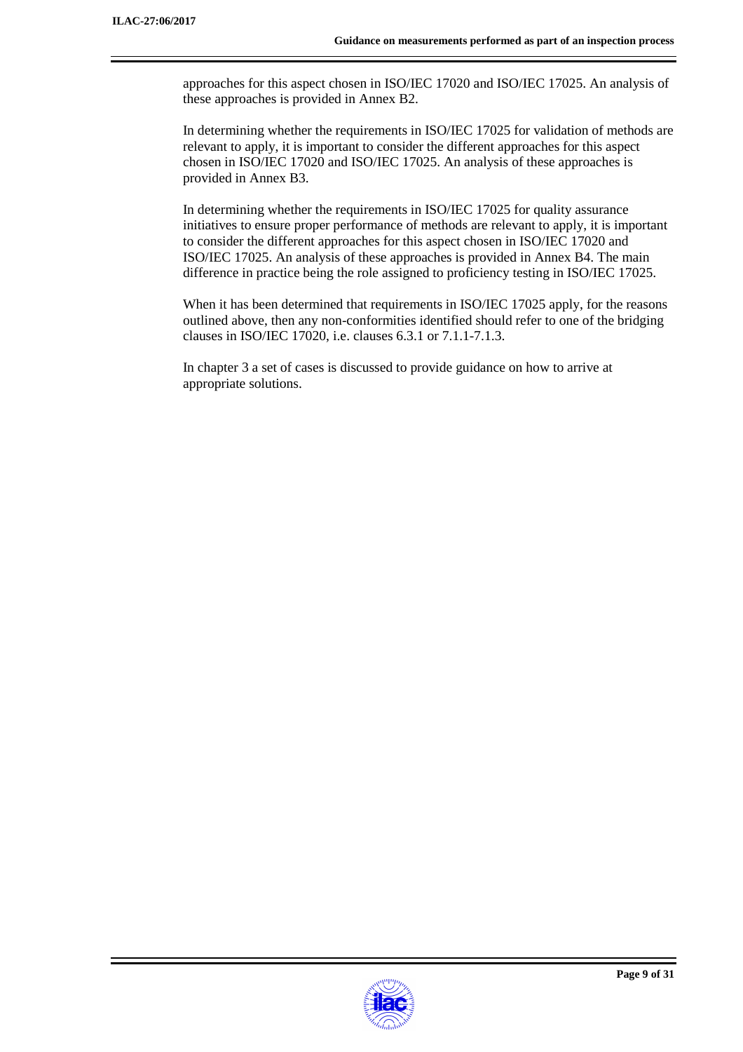approaches for this aspect chosen in ISO/IEC 17020 and ISO/IEC 17025. An analysis of these approaches is provided in Annex B2.

In determining whether the requirements in ISO/IEC 17025 for validation of methods are relevant to apply, it is important to consider the different approaches for this aspect chosen in ISO/IEC 17020 and ISO/IEC 17025. An analysis of these approaches is provided in Annex B3.

In determining whether the requirements in ISO/IEC 17025 for quality assurance initiatives to ensure proper performance of methods are relevant to apply, it is important to consider the different approaches for this aspect chosen in ISO/IEC 17020 and ISO/IEC 17025. An analysis of these approaches is provided in Annex B4. The main difference in practice being the role assigned to proficiency testing in ISO/IEC 17025.

When it has been determined that requirements in ISO/IEC 17025 apply, for the reasons outlined above, then any non-conformities identified should refer to one of the bridging clauses in ISO/IEC 17020, i.e. clauses 6.3.1 or 7.1.1-7.1.3.

In chapter 3 a set of cases is discussed to provide guidance on how to arrive at appropriate solutions.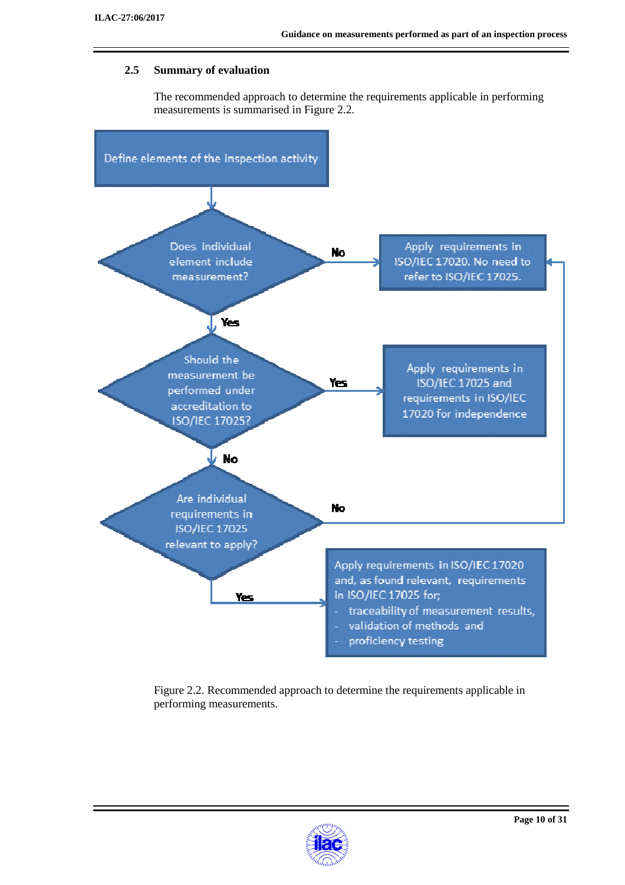## 2.5 Summary of evaluation

The recommended approach to determine the requirements applicable in performing measurements is summarised in Figure 2.2.

Define elements of the inspection activity

Does individual element include measurement?

- No → Apply requirements in ISO/IEC 17020. No need to refer to ISO/IEC 17025.
- Yes ↓

Should the measurement be performed under accreditation to ISO/IEC 17025?

- Yes → Apply requirements in ISO/IEC 17025 and requirements in ISO/IEC 17020 for independence
- No ↓

Are individual requirements in ISO/IEC 17025 relevant to apply?

- No → Apply requirements in ISO/IEC 17020. No need to refer to ISO/IEC 17025.
- Yes → Apply requirements in ISO/IEC 17020 and, as found relevant, requirements in ISO/IEC 17025 for;
  - traceability of measurement results,
  - validation of methods and
  - proficiency testing

Figure 2.2. Recommended approach to determine the requirements applicable in performing measurements.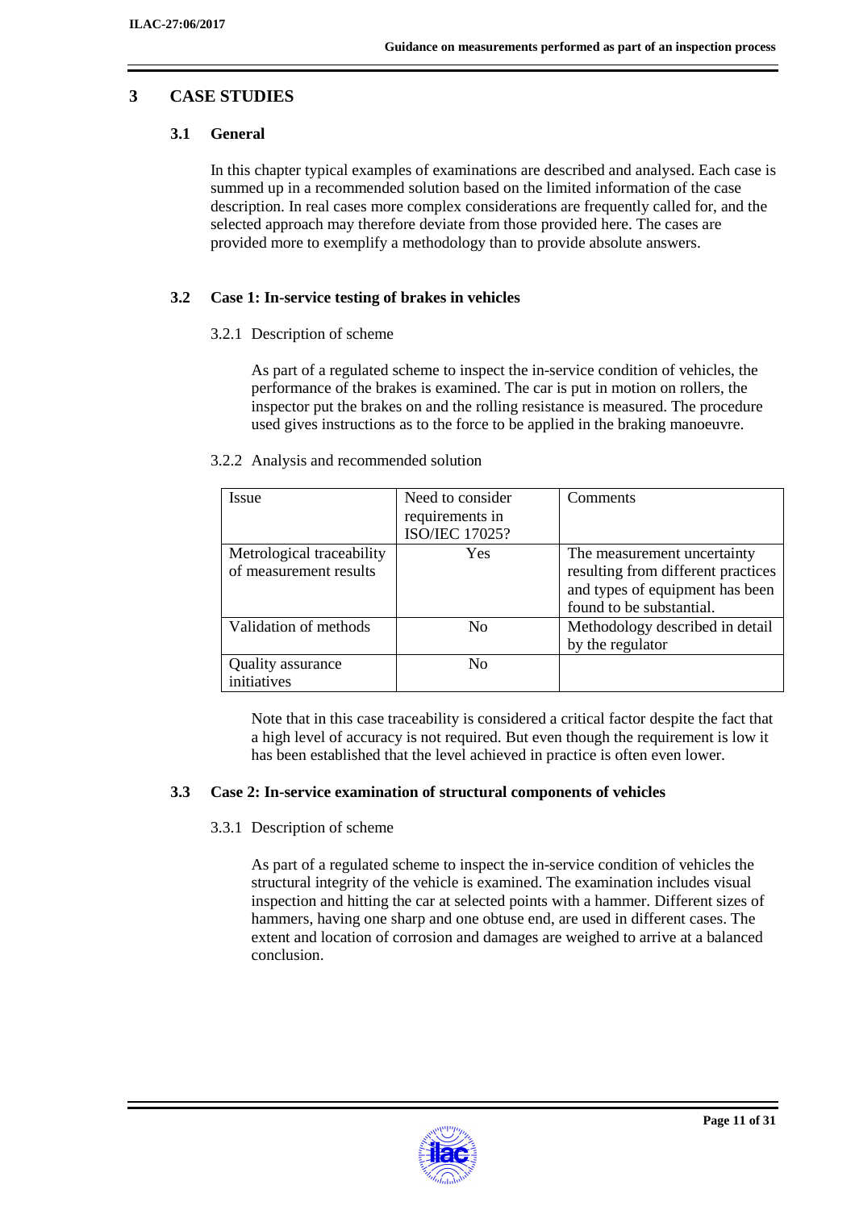# 3 CASE STUDIES

## 3.1 General

In this chapter typical examples of examinations are described and analysed. Each case is summed up in a recommended solution based on the limited information of the case description. In real cases more complex considerations are frequently called for, and the selected approach may therefore deviate from those provided here. The cases are provided more to exemplify a methodology than to provide absolute answers.

## 3.2 Case 1: In-service testing of brakes in vehicles

### 3.2.1 Description of scheme

As part of a regulated scheme to inspect the in-service condition of vehicles, the performance of the brakes is examined. The car is put in motion on rollers, the inspector put the brakes on and the rolling resistance is measured. The procedure used gives instructions as to the force to be applied in the braking manoeuvre.

### 3.2.2 Analysis and recommended solution

| Issue | Need to consider requirements in ISO/IEC 17025? | Comments |
|---|---|---|
| Metrological traceability of measurement results | Yes | The measurement uncertainty resulting from different practices and types of equipment has been found to be substantial. |
| Validation of methods | No | Methodology described in detail by the regulator |
| Quality assurance initiatives | No | |

Note that in this case traceability is considered a critical factor despite the fact that a high level of accuracy is not required. But even though the requirement is low it has been established that the level achieved in practice is often even lower.

## 3.3 Case 2: In-service examination of structural components of vehicles

### 3.3.1 Description of scheme

As part of a regulated scheme to inspect the in-service condition of vehicles the structural integrity of the vehicle is examined. The examination includes visual inspection and hitting the car at selected points with a hammer. Different sizes of hammers, having one sharp and one obtuse end, are used in different cases. The extent and location of corrosion and damages are weighed to arrive at a balanced conclusion.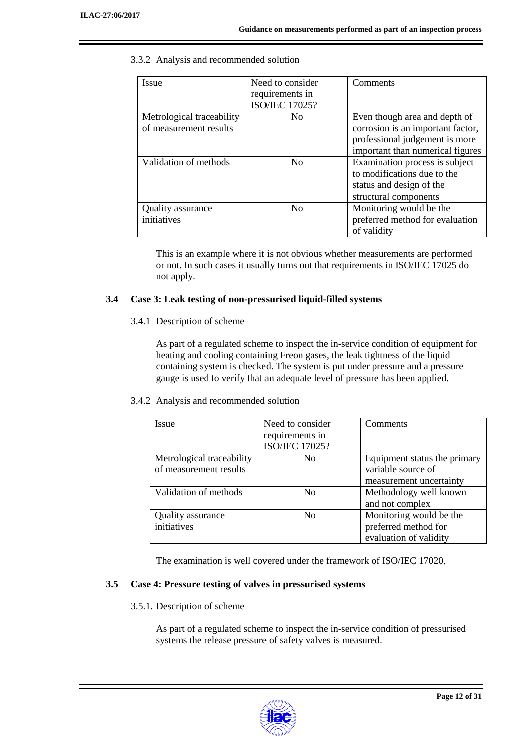3.3.2 Analysis and recommended solution

| Issue | Need to consider requirements in ISO/IEC 17025? | Comments |
|---|---|---|
| Metrological traceability of measurement results | No | Even though area and depth of corrosion is an important factor, professional judgement is more important than numerical figures |
| Validation of methods | No | Examination process is subject to modifications due to the status and design of the structural components |
| Quality assurance initiatives | No | Monitoring would be the preferred method for evaluation of validity |

This is an example where it is not obvious whether measurements are performed or not. In such cases it usually turns out that requirements in ISO/IEC 17025 do not apply.

### 3.4 Case 3: Leak testing of non-pressurised liquid-filled systems

3.4.1 Description of scheme

As part of a regulated scheme to inspect the in-service condition of equipment for heating and cooling containing Freon gases, the leak tightness of the liquid containing system is checked. The system is put under pressure and a pressure gauge is used to verify that an adequate level of pressure has been applied.

3.4.2 Analysis and recommended solution

| Issue | Need to consider requirements in ISO/IEC 17025? | Comments |
|---|---|---|
| Metrological traceability of measurement results | No | Equipment status the primary variable source of measurement uncertainty |
| Validation of methods | No | Methodology well known and not complex |
| Quality assurance initiatives | No | Monitoring would be the preferred method for evaluation of validity |

The examination is well covered under the framework of ISO/IEC 17020.

### 3.5 Case 4: Pressure testing of valves in pressurised systems

3.5.1. Description of scheme

As part of a regulated scheme to inspect the in-service condition of pressurised systems the release pressure of safety valves is measured.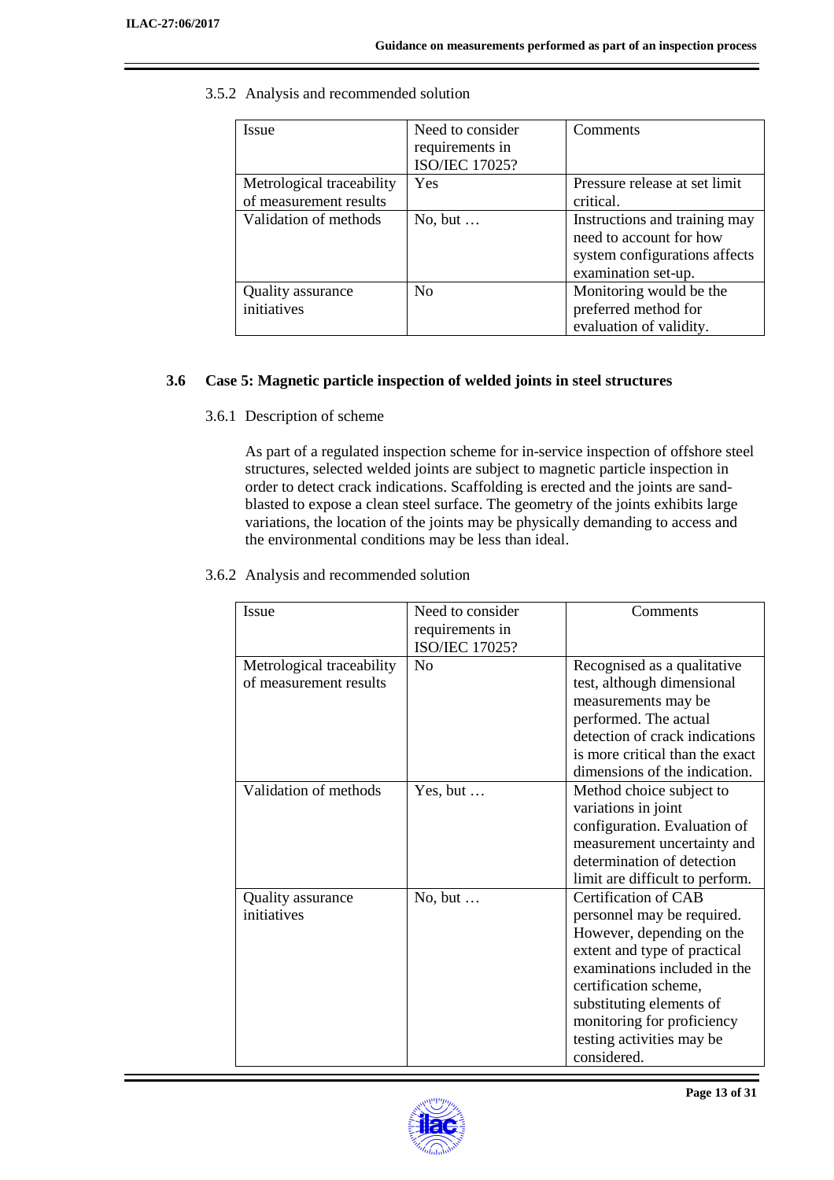3.5.2 Analysis and recommended solution

| Issue | Need to consider requirements in ISO/IEC 17025? | Comments |
|---|---|---|
| Metrological traceability of measurement results | Yes | Pressure release at set limit critical. |
| Validation of methods | No, but … | Instructions and training may need to account for how system configurations affects examination set-up. |
| Quality assurance initiatives | No | Monitoring would be the preferred method for evaluation of validity. |

### 3.6 Case 5: Magnetic particle inspection of welded joints in steel structures

3.6.1 Description of scheme

As part of a regulated inspection scheme for in-service inspection of offshore steel structures, selected welded joints are subject to magnetic particle inspection in order to detect crack indications. Scaffolding is erected and the joints are sand-blasted to expose a clean steel surface. The geometry of the joints exhibits large variations, the location of the joints may be physically demanding to access and the environmental conditions may be less than ideal.

3.6.2 Analysis and recommended solution

| Issue | Need to consider requirements in ISO/IEC 17025? | Comments |
|---|---|---|
| Metrological traceability of measurement results | No | Recognised as a qualitative test, although dimensional measurements may be performed. The actual detection of crack indications is more critical than the exact dimensions of the indication. |
| Validation of methods | Yes, but … | Method choice subject to variations in joint configuration. Evaluation of measurement uncertainty and determination of detection limit are difficult to perform. |
| Quality assurance initiatives | No, but … | Certification of CAB personnel may be required. However, depending on the extent and type of practical examinations included in the certification scheme, substituting elements of monitoring for proficiency testing activities may be considered. |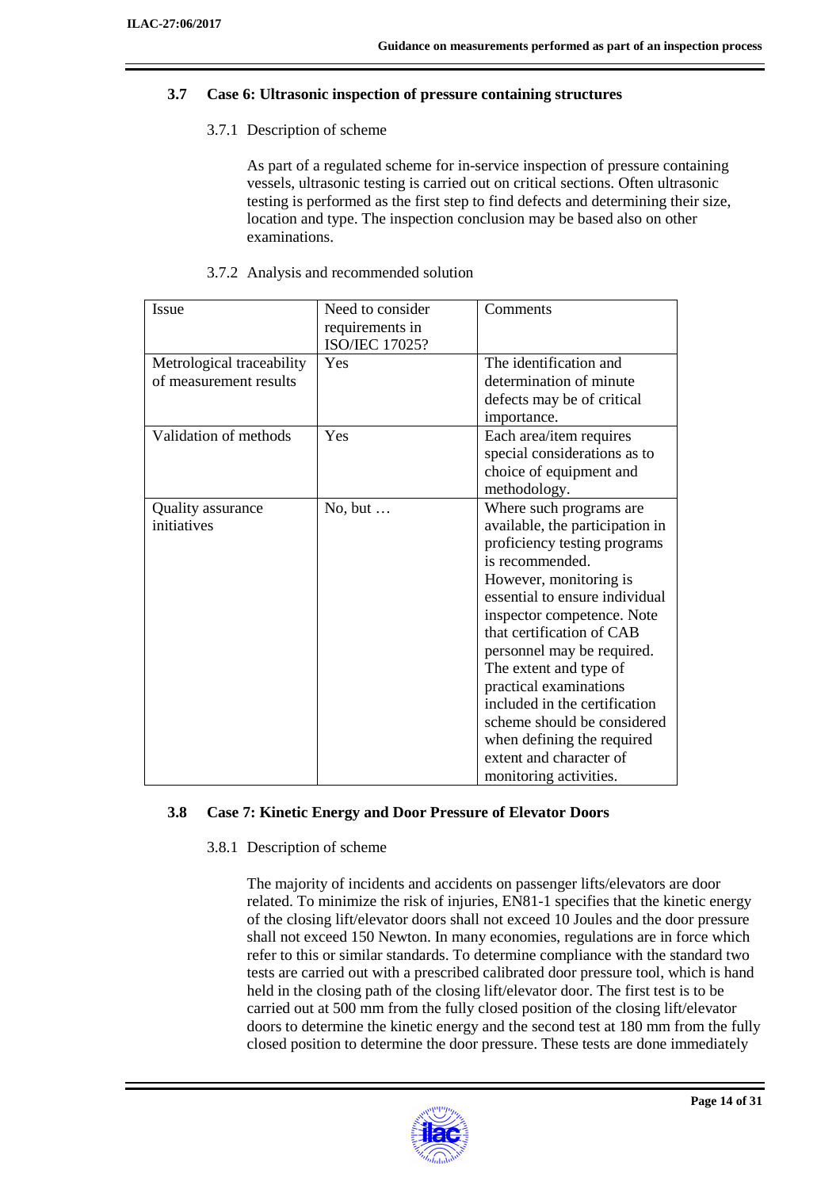### 3.7 Case 6: Ultrasonic inspection of pressure containing structures

#### 3.7.1 Description of scheme

As part of a regulated scheme for in-service inspection of pressure containing vessels, ultrasonic testing is carried out on critical sections. Often ultrasonic testing is performed as the first step to find defects and determining their size, location and type. The inspection conclusion may be based also on other examinations.

#### 3.7.2 Analysis and recommended solution

| Issue | Need to consider requirements in ISO/IEC 17025? | Comments |
|---|---|---|
| Metrological traceability of measurement results | Yes | The identification and determination of minute defects may be of critical importance. |
| Validation of methods | Yes | Each area/item requires special considerations as to choice of equipment and methodology. |
| Quality assurance initiatives | No, but … | Where such programs are available, the participation in proficiency testing programs is recommended. However, monitoring is essential to ensure individual inspector competence. Note that certification of CAB personnel may be required. The extent and type of practical examinations included in the certification scheme should be considered when defining the required extent and character of monitoring activities. |

### 3.8 Case 7: Kinetic Energy and Door Pressure of Elevator Doors

#### 3.8.1 Description of scheme

The majority of incidents and accidents on passenger lifts/elevators are door related. To minimize the risk of injuries, EN81-1 specifies that the kinetic energy of the closing lift/elevator doors shall not exceed 10 Joules and the door pressure shall not exceed 150 Newton. In many economies, regulations are in force which refer to this or similar standards. To determine compliance with the standard two tests are carried out with a prescribed calibrated door pressure tool, which is hand held in the closing path of the closing lift/elevator door. The first test is to be carried out at 500 mm from the fully closed position of the closing lift/elevator doors to determine the kinetic energy and the second test at 180 mm from the fully closed position to determine the door pressure. These tests are done immediately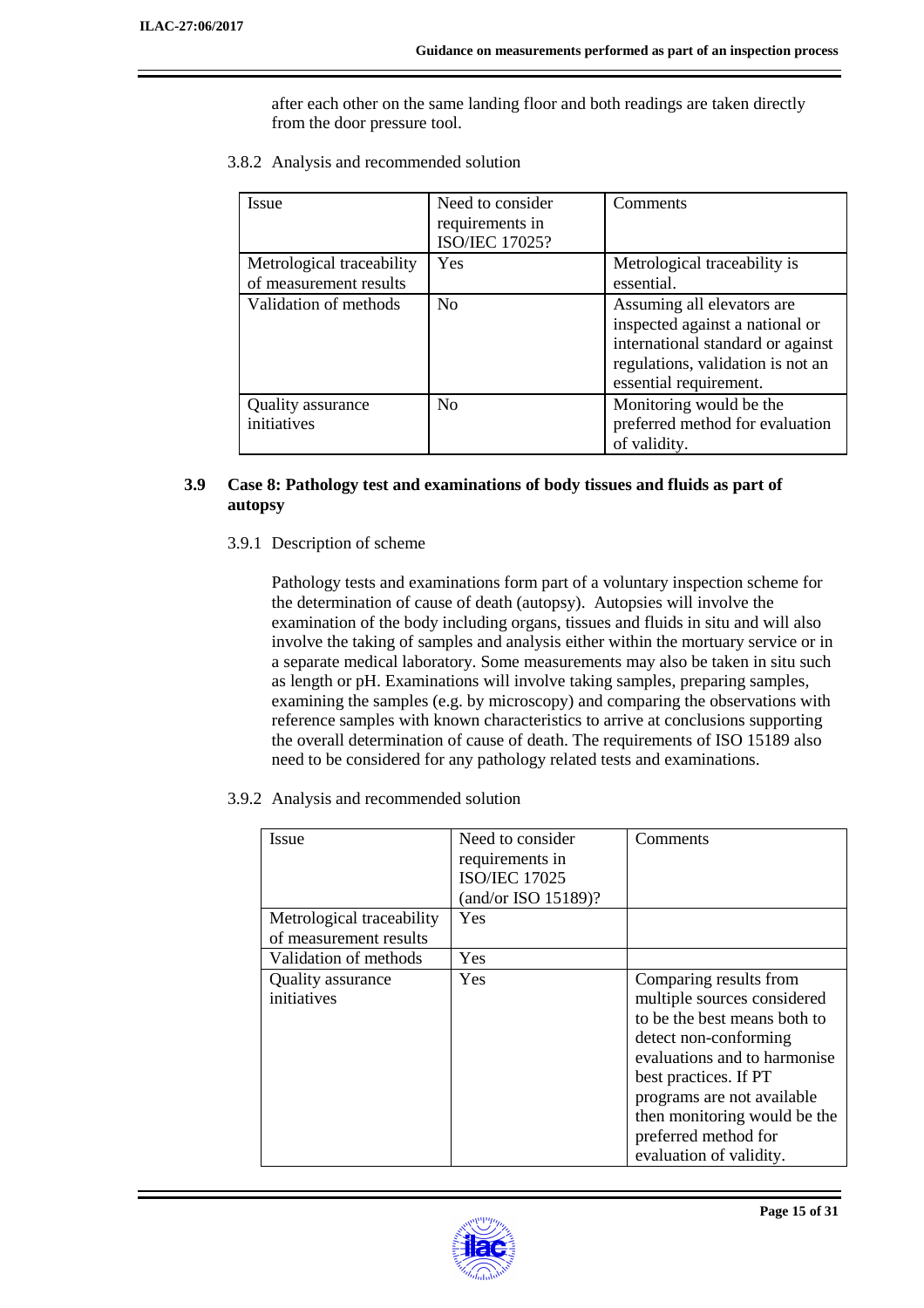after each other on the same landing floor and both readings are taken directly from the door pressure tool.

3.8.2 Analysis and recommended solution

| Issue | Need to consider requirements in ISO/IEC 17025? | Comments |
|---|---|---|
| Metrological traceability of measurement results | Yes | Metrological traceability is essential. |
| Validation of methods | No | Assuming all elevators are inspected against a national or international standard or against regulations, validation is not an essential requirement. |
| Quality assurance initiatives | No | Monitoring would be the preferred method for evaluation of validity. |

### 3.9 Case 8: Pathology test and examinations of body tissues and fluids as part of autopsy

3.9.1 Description of scheme

Pathology tests and examinations form part of a voluntary inspection scheme for the determination of cause of death (autopsy). Autopsies will involve the examination of the body including organs, tissues and fluids in situ and will also involve the taking of samples and analysis either within the mortuary service or in a separate medical laboratory. Some measurements may also be taken in situ such as length or pH. Examinations will involve taking samples, preparing samples, examining the samples (e.g. by microscopy) and comparing the observations with reference samples with known characteristics to arrive at conclusions supporting the overall determination of cause of death. The requirements of ISO 15189 also need to be considered for any pathology related tests and examinations.

3.9.2 Analysis and recommended solution

| Issue | Need to consider requirements in ISO/IEC 17025 (and/or ISO 15189)? | Comments |
|---|---|---|
| Metrological traceability of measurement results | Yes | |
| Validation of methods | Yes | |
| Quality assurance initiatives | Yes | Comparing results from multiple sources considered to be the best means both to detect non-conforming evaluations and to harmonise best practices. If PT programs are not available then monitoring would be the preferred method for evaluation of validity. |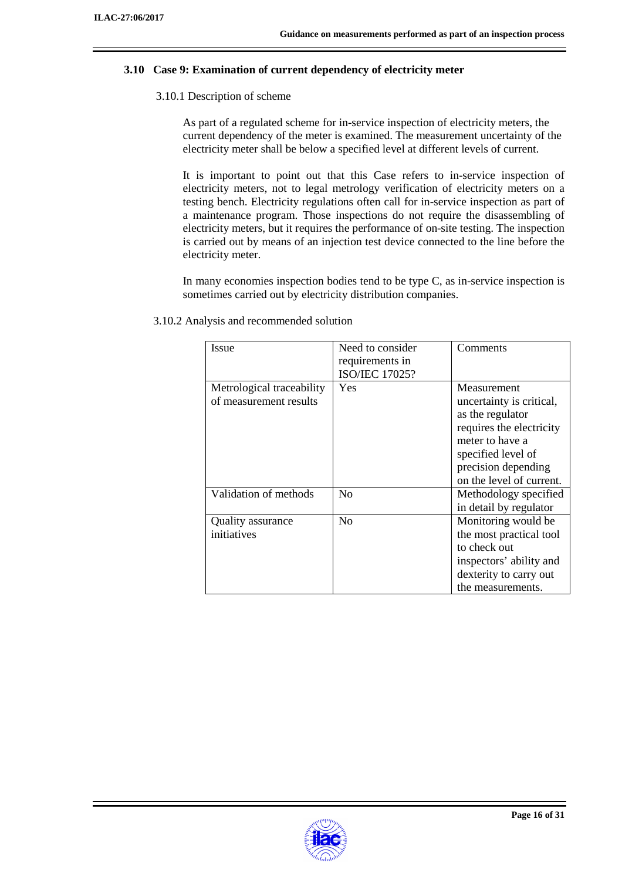### 3.10 Case 9: Examination of current dependency of electricity meter

3.10.1 Description of scheme

As part of a regulated scheme for in-service inspection of electricity meters, the current dependency of the meter is examined. The measurement uncertainty of the electricity meter shall be below a specified level at different levels of current.

It is important to point out that this Case refers to in-service inspection of electricity meters, not to legal metrology verification of electricity meters on a testing bench. Electricity regulations often call for in-service inspection as part of a maintenance program. Those inspections do not require the disassembling of electricity meters, but it requires the performance of on-site testing. The inspection is carried out by means of an injection test device connected to the line before the electricity meter.

In many economies inspection bodies tend to be type C, as in-service inspection is sometimes carried out by electricity distribution companies.

3.10.2 Analysis and recommended solution

| Issue | Need to consider requirements in ISO/IEC 17025? | Comments |
|---|---|---|
| Metrological traceability of measurement results | Yes | Measurement uncertainty is critical, as the regulator requires the electricity meter to have a specified level of precision depending on the level of current. |
| Validation of methods | No | Methodology specified in detail by regulator |
| Quality assurance initiatives | No | Monitoring would be the most practical tool to check out inspectors' ability and dexterity to carry out the measurements. |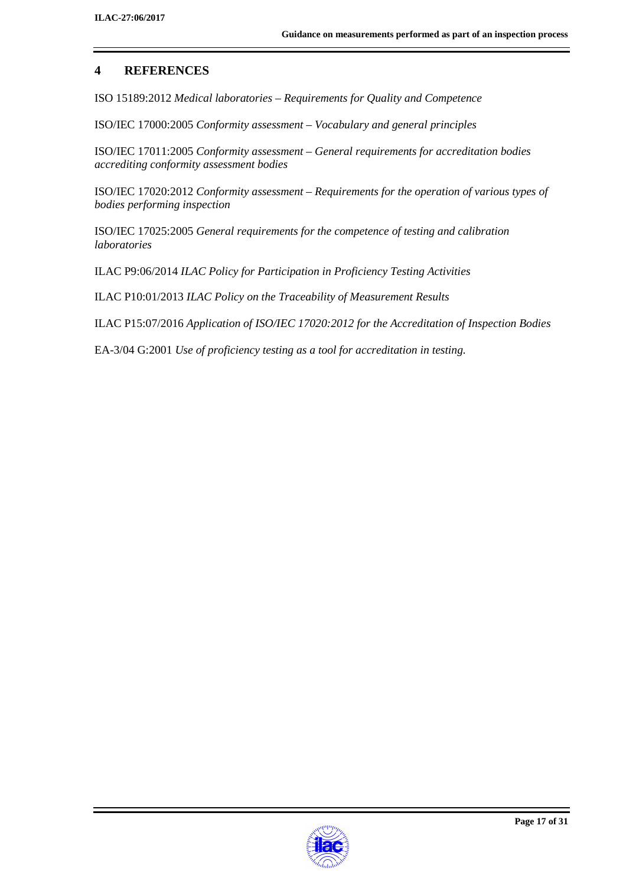# 4 REFERENCES

ISO 15189:2012 *Medical laboratories – Requirements for Quality and Competence*

ISO/IEC 17000:2005 *Conformity assessment – Vocabulary and general principles*

ISO/IEC 17011:2005 *Conformity assessment – General requirements for accreditation bodies accrediting conformity assessment bodies*

ISO/IEC 17020:2012 *Conformity assessment – Requirements for the operation of various types of bodies performing inspection*

ISO/IEC 17025:2005 *General requirements for the competence of testing and calibration laboratories*

ILAC P9:06/2014 *ILAC Policy for Participation in Proficiency Testing Activities*

ILAC P10:01/2013 *ILAC Policy on the Traceability of Measurement Results*

ILAC P15:07/2016 *Application of ISO/IEC 17020:2012 for the Accreditation of Inspection Bodies*

EA-3/04 G:2001 *Use of proficiency testing as a tool for accreditation in testing.*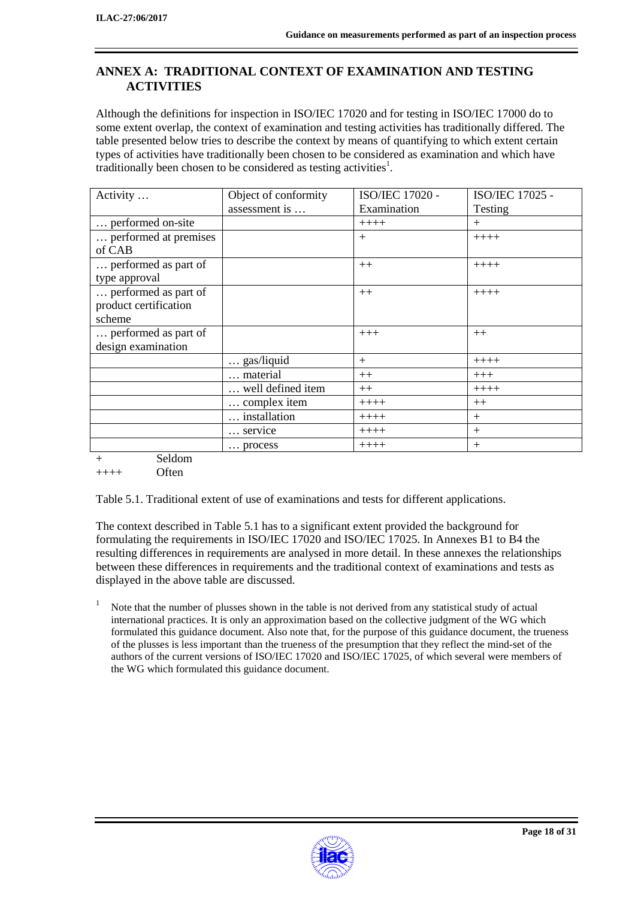## ANNEX A: TRADITIONAL CONTEXT OF EXAMINATION AND TESTING ACTIVITIES

Although the definitions for inspection in ISO/IEC 17020 and for testing in ISO/IEC 17000 do to some extent overlap, the context of examination and testing activities has traditionally differed. The table presented below tries to describe the context by means of quantifying to which extent certain types of activities have traditionally been chosen to be considered as examination and which have traditionally been chosen to be considered as testing activities[1].

| Activity … | Object of conformity assessment is … | ISO/IEC 17020 - Examination | ISO/IEC 17025 - Testing |
|---|---|---|---|
| … performed on-site | | ++++ | + |
| … performed at premises of CAB | | + | ++++ |
| … performed as part of type approval | | ++ | ++++ |
| … performed as part of product certification scheme | | ++ | ++++ |
| … performed as part of design examination | | +++ | ++ |
| | … gas/liquid | + | ++++ |
| | … material | ++ | +++ |
| | … well defined item | ++ | ++++ |
| | … complex item | ++++ | ++ |
| | … installation | ++++ | + |
| | … service | ++++ | + |
| | … process | ++++ | + |

+ Seldom
++++ Often

Table 5.1. Traditional extent of use of examinations and tests for different applications.

The context described in Table 5.1 has to a significant extent provided the background for formulating the requirements in ISO/IEC 17020 and ISO/IEC 17025. In Annexes B1 to B4 the resulting differences in requirements are analysed in more detail. In these annexes the relationships between these differences in requirements and the traditional context of examinations and tests as displayed in the above table are discussed.

[1] Note that the number of plusses shown in the table is not derived from any statistical study of actual international practices. It is only an approximation based on the collective judgment of the WG which formulated this guidance document. Also note that, for the purpose of this guidance document, the trueness of the plusses is less important than the trueness of the presumption that they reflect the mind-set of the authors of the current versions of ISO/IEC 17020 and ISO/IEC 17025, of which several were members of the WG which formulated this guidance document.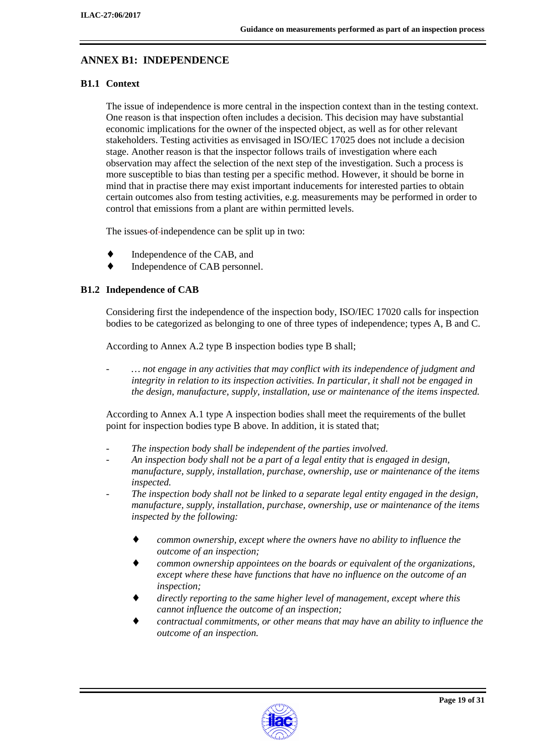## ANNEX B1: INDEPENDENCE

### B1.1 Context

The issue of independence is more central in the inspection context than in the testing context. One reason is that inspection often includes a decision. This decision may have substantial economic implications for the owner of the inspected object, as well as for other relevant stakeholders. Testing activities as envisaged in ISO/IEC 17025 does not include a decision stage. Another reason is that the inspector follows trails of investigation where each observation may affect the selection of the next step of the investigation. Such a process is more susceptible to bias than testing per a specific method. However, it should be borne in mind that in practise there may exist important inducements for interested parties to obtain certain outcomes also from testing activities, e.g. measurements may be performed in order to control that emissions from a plant are within permitted levels.

The issues independence can be split up in two:

- Independence of the CAB, and
- Independence of CAB personnel.

### B1.2 Independence of CAB

Considering first the independence of the inspection body, ISO/IEC 17020 calls for inspection bodies to be categorized as belonging to one of three types of independence; types A, B and C.

According to Annex A.2 type B inspection bodies type B shall;

- *… not engage in any activities that may conflict with its independence of judgment and integrity in relation to its inspection activities. In particular, it shall not be engaged in the design, manufacture, supply, installation, use or maintenance of the items inspected.*

According to Annex A.1 type A inspection bodies shall meet the requirements of the bullet point for inspection bodies type B above. In addition, it is stated that;

- *The inspection body shall be independent of the parties involved.*
- *An inspection body shall not be a part of a legal entity that is engaged in design, manufacture, supply, installation, purchase, ownership, use or maintenance of the items inspected.*
- *The inspection body shall not be linked to a separate legal entity engaged in the design, manufacture, supply, installation, purchase, ownership, use or maintenance of the items inspected by the following:*
  - *common ownership, except where the owners have no ability to influence the outcome of an inspection;*
  - *common ownership appointees on the boards or equivalent of the organizations, except where these have functions that have no influence on the outcome of an inspection;*
  - *directly reporting to the same higher level of management, except where this cannot influence the outcome of an inspection;*
  - *contractual commitments, or other means that may have an ability to influence the outcome of an inspection.*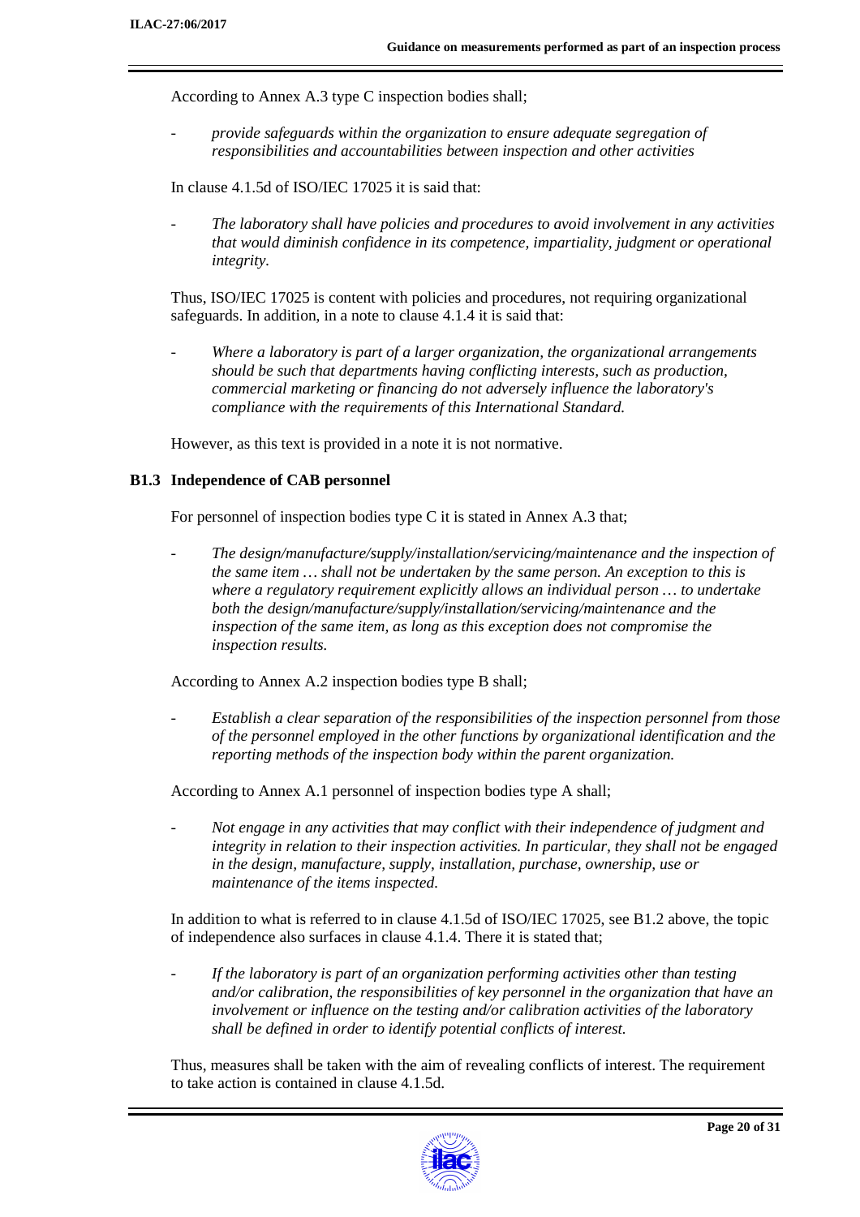According to Annex A.3 type C inspection bodies shall;

- *provide safeguards within the organization to ensure adequate segregation of responsibilities and accountabilities between inspection and other activities*

In clause 4.1.5d of ISO/IEC 17025 it is said that:

- *The laboratory shall have policies and procedures to avoid involvement in any activities that would diminish confidence in its competence, impartiality, judgment or operational integrity.*

Thus, ISO/IEC 17025 is content with policies and procedures, not requiring organizational safeguards. In addition, in a note to clause 4.1.4 it is said that:

- *Where a laboratory is part of a larger organization, the organizational arrangements should be such that departments having conflicting interests, such as production, commercial marketing or financing do not adversely influence the laboratory's compliance with the requirements of this International Standard.*

However, as this text is provided in a note it is not normative.

### B1.3 Independence of CAB personnel

For personnel of inspection bodies type C it is stated in Annex A.3 that;

- *The design/manufacture/supply/installation/servicing/maintenance and the inspection of the same item … shall not be undertaken by the same person. An exception to this is where a regulatory requirement explicitly allows an individual person … to undertake both the design/manufacture/supply/installation/servicing/maintenance and the inspection of the same item, as long as this exception does not compromise the inspection results.*

According to Annex A.2 inspection bodies type B shall;

- *Establish a clear separation of the responsibilities of the inspection personnel from those of the personnel employed in the other functions by organizational identification and the reporting methods of the inspection body within the parent organization.*

According to Annex A.1 personnel of inspection bodies type A shall;

- *Not engage in any activities that may conflict with their independence of judgment and integrity in relation to their inspection activities. In particular, they shall not be engaged in the design, manufacture, supply, installation, purchase, ownership, use or maintenance of the items inspected.*

In addition to what is referred to in clause 4.1.5d of ISO/IEC 17025, see B1.2 above, the topic of independence also surfaces in clause 4.1.4. There it is stated that;

- *If the laboratory is part of an organization performing activities other than testing and/or calibration, the responsibilities of key personnel in the organization that have an involvement or influence on the testing and/or calibration activities of the laboratory shall be defined in order to identify potential conflicts of interest.*

Thus, measures shall be taken with the aim of revealing conflicts of interest. The requirement to take action is contained in clause 4.1.5d.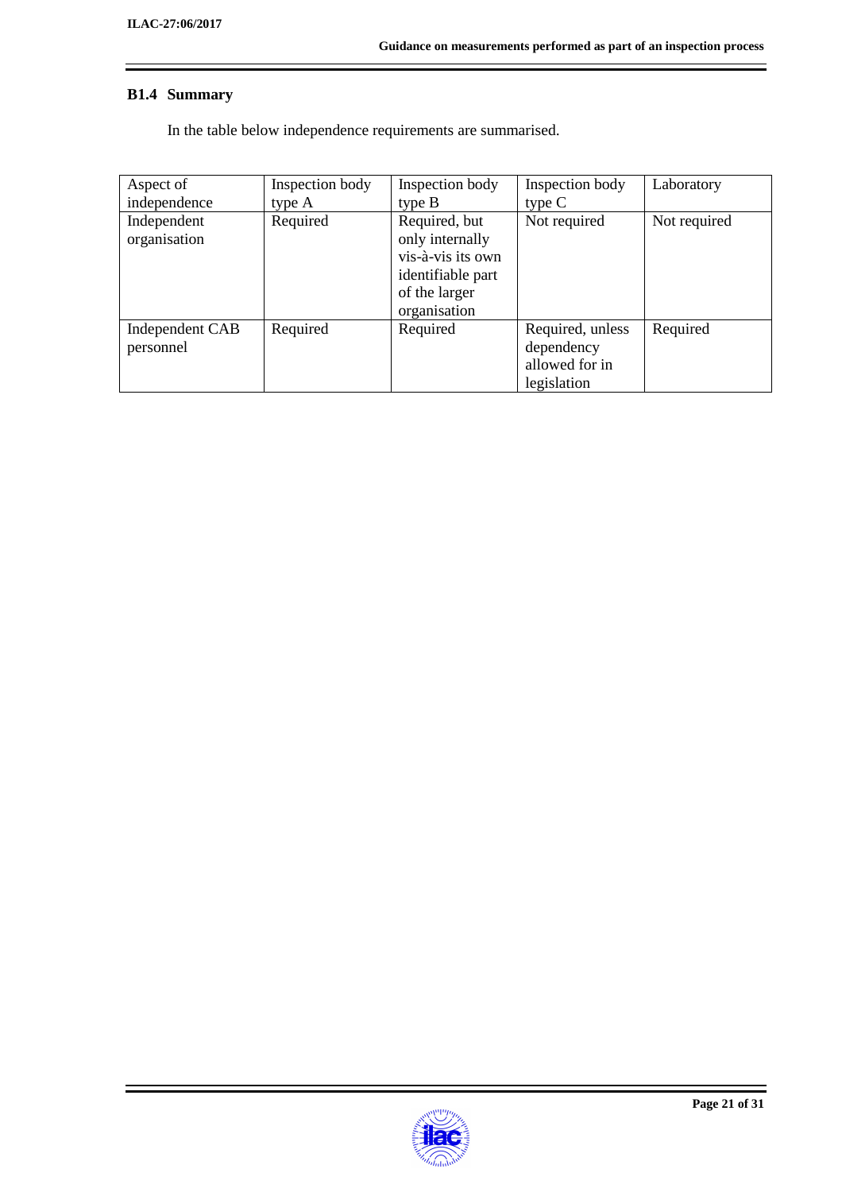### B1.4 Summary

In the table below independence requirements are summarised.

| Aspect of independence | Inspection body type A | Inspection body type B | Inspection body type C | Laboratory |
|---|---|---|---|---|
| Independent organisation | Required | Required, but only internally vis-à-vis its own identifiable part of the larger organisation | Not required | Not required |
| Independent CAB personnel | Required | Required | Required, unless dependency allowed for in legislation | Required |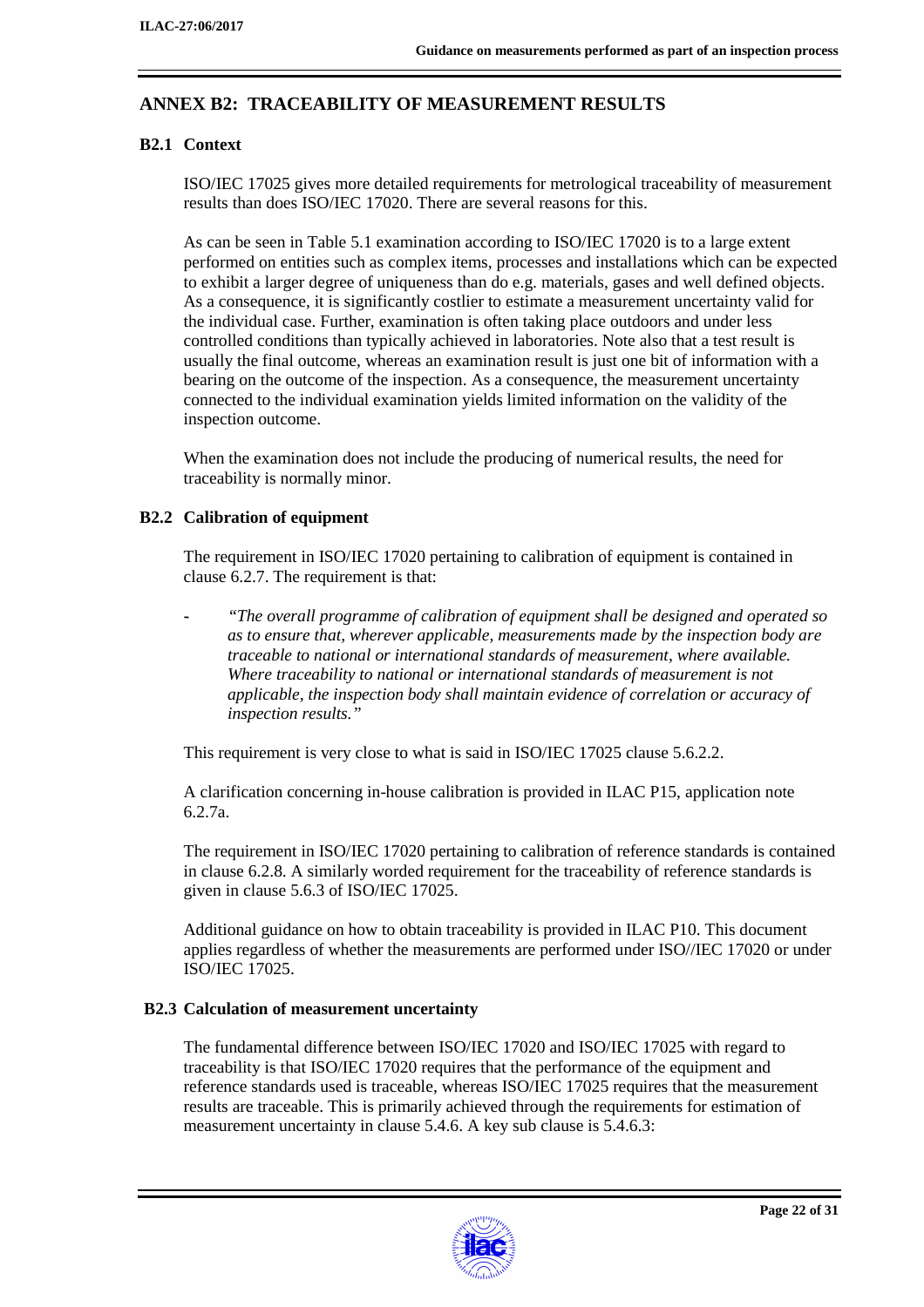## ANNEX B2: TRACEABILITY OF MEASUREMENT RESULTS

### B2.1 Context

ISO/IEC 17025 gives more detailed requirements for metrological traceability of measurement results than does ISO/IEC 17020. There are several reasons for this.

As can be seen in Table 5.1 examination according to ISO/IEC 17020 is to a large extent performed on entities such as complex items, processes and installations which can be expected to exhibit a larger degree of uniqueness than do e.g. materials, gases and well defined objects. As a consequence, it is significantly costlier to estimate a measurement uncertainty valid for the individual case. Further, examination is often taking place outdoors and under less controlled conditions than typically achieved in laboratories. Note also that a test result is usually the final outcome, whereas an examination result is just one bit of information with a bearing on the outcome of the inspection. As a consequence, the measurement uncertainty connected to the individual examination yields limited information on the validity of the inspection outcome.

When the examination does not include the producing of numerical results, the need for traceability is normally minor.

### B2.2 Calibration of equipment

The requirement in ISO/IEC 17020 pertaining to calibration of equipment is contained in clause 6.2.7. The requirement is that:

- *"The overall programme of calibration of equipment shall be designed and operated so as to ensure that, wherever applicable, measurements made by the inspection body are traceable to national or international standards of measurement, where available. Where traceability to national or international standards of measurement is not applicable, the inspection body shall maintain evidence of correlation or accuracy of inspection results."*

This requirement is very close to what is said in ISO/IEC 17025 clause 5.6.2.2.

A clarification concerning in-house calibration is provided in ILAC P15, application note 6.2.7a.

The requirement in ISO/IEC 17020 pertaining to calibration of reference standards is contained in clause 6.2.8. A similarly worded requirement for the traceability of reference standards is given in clause 5.6.3 of ISO/IEC 17025.

Additional guidance on how to obtain traceability is provided in ILAC P10. This document applies regardless of whether the measurements are performed under ISO//IEC 17020 or under ISO/IEC 17025.

### B2.3 Calculation of measurement uncertainty

The fundamental difference between ISO/IEC 17020 and ISO/IEC 17025 with regard to traceability is that ISO/IEC 17020 requires that the performance of the equipment and reference standards used is traceable, whereas ISO/IEC 17025 requires that the measurement results are traceable. This is primarily achieved through the requirements for estimation of measurement uncertainty in clause 5.4.6. A key sub clause is 5.4.6.3: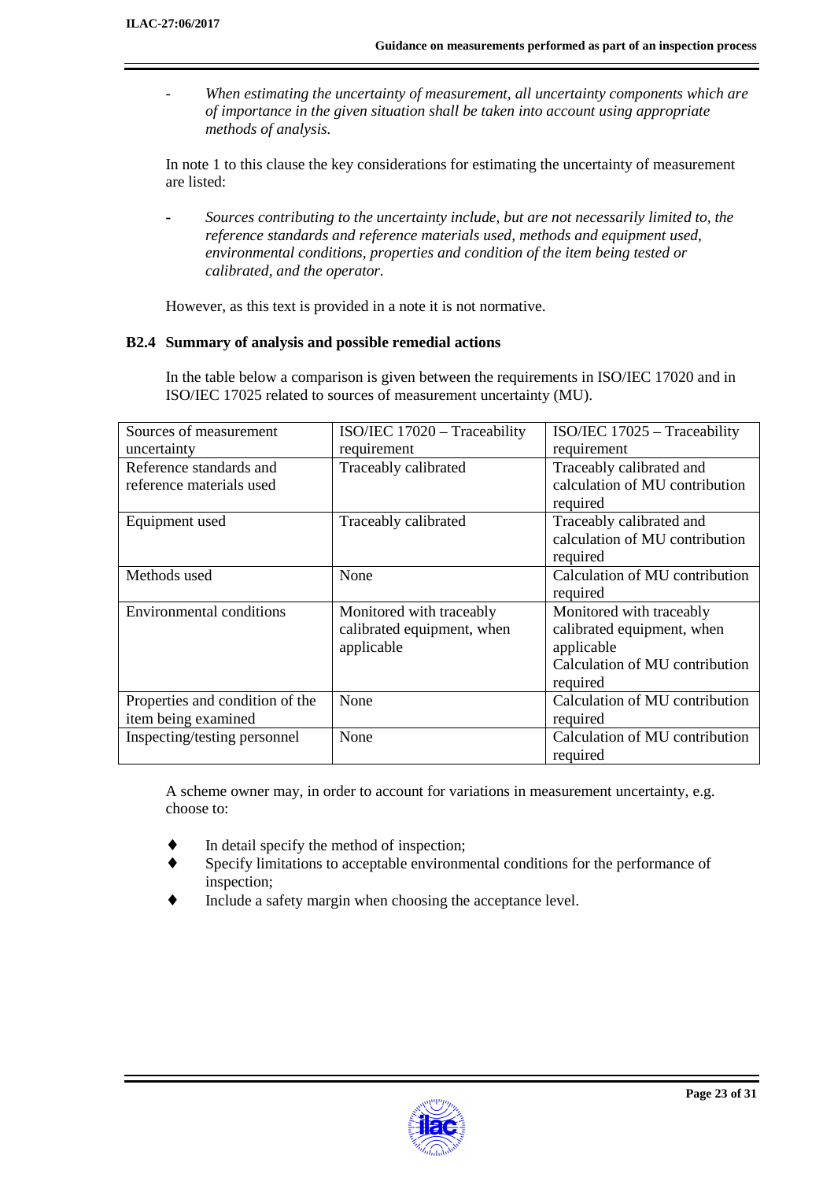- *When estimating the uncertainty of measurement, all uncertainty components which are of importance in the given situation shall be taken into account using appropriate methods of analysis.*

In note 1 to this clause the key considerations for estimating the uncertainty of measurement are listed:

- *Sources contributing to the uncertainty include, but are not necessarily limited to, the reference standards and reference materials used, methods and equipment used, environmental conditions, properties and condition of the item being tested or calibrated, and the operator.*

However, as this text is provided in a note it is not normative.

### B2.4 Summary of analysis and possible remedial actions

In the table below a comparison is given between the requirements in ISO/IEC 17020 and in ISO/IEC 17025 related to sources of measurement uncertainty (MU).

| Sources of measurement uncertainty | ISO/IEC 17020 – Traceability requirement | ISO/IEC 17025 – Traceability requirement |
|---|---|---|
| Reference standards and reference materials used | Traceably calibrated | Traceably calibrated and calculation of MU contribution required |
| Equipment used | Traceably calibrated | Traceably calibrated and calculation of MU contribution required |
| Methods used | None | Calculation of MU contribution required |
| Environmental conditions | Monitored with traceably calibrated equipment, when applicable | Monitored with traceably calibrated equipment, when applicable<br>Calculation of MU contribution required |
| Properties and condition of the item being examined | None | Calculation of MU contribution required |
| Inspecting/testing personnel | None | Calculation of MU contribution required |

A scheme owner may, in order to account for variations in measurement uncertainty, e.g. choose to:

- In detail specify the method of inspection;
- Specify limitations to acceptable environmental conditions for the performance of inspection;
- Include a safety margin when choosing the acceptance level.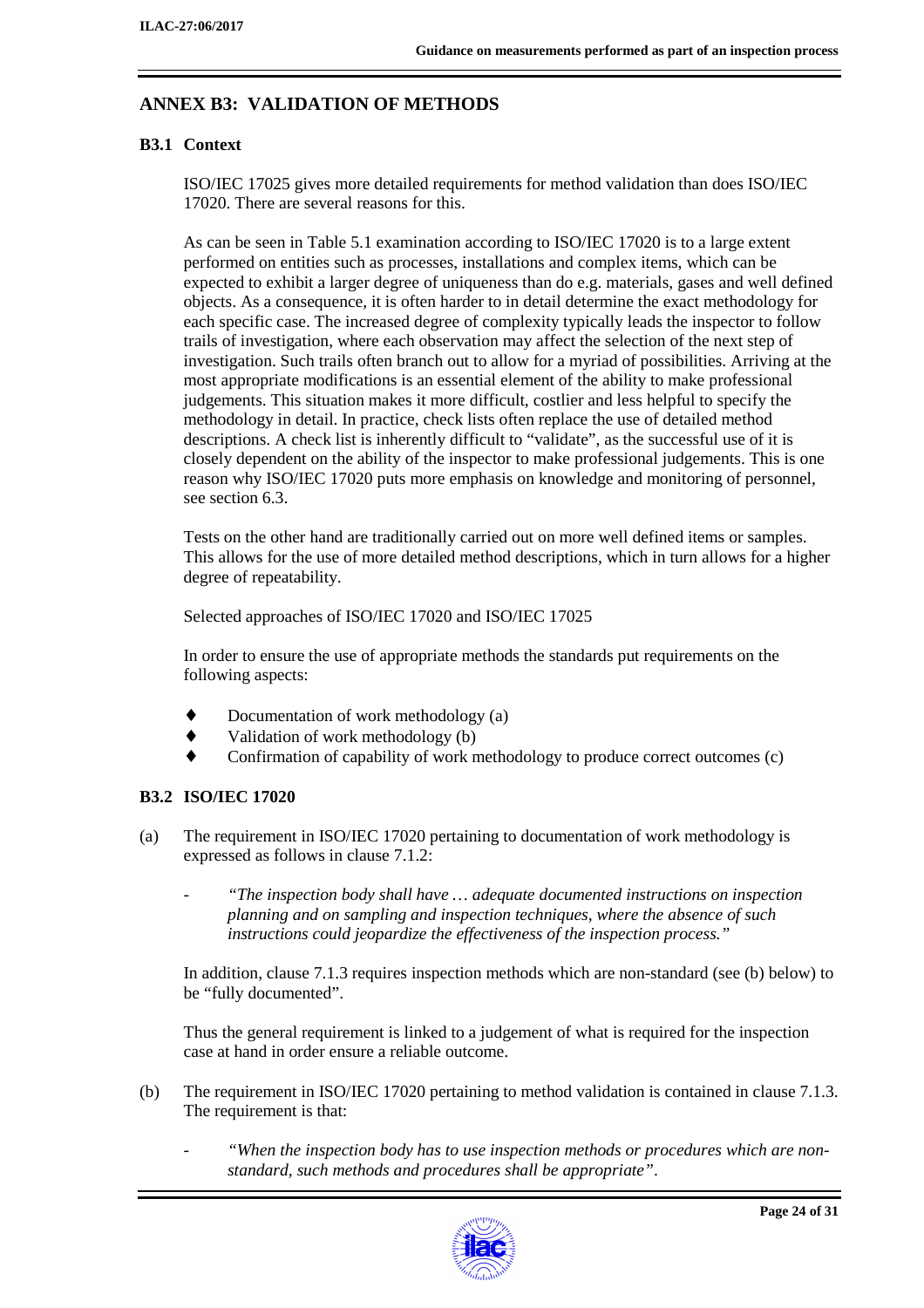## ANNEX B3: VALIDATION OF METHODS

### B3.1 Context

ISO/IEC 17025 gives more detailed requirements for method validation than does ISO/IEC 17020. There are several reasons for this.

As can be seen in Table 5.1 examination according to ISO/IEC 17020 is to a large extent performed on entities such as processes, installations and complex items, which can be expected to exhibit a larger degree of uniqueness than do e.g. materials, gases and well defined objects. As a consequence, it is often harder to in detail determine the exact methodology for each specific case. The increased degree of complexity typically leads the inspector to follow trails of investigation, where each observation may affect the selection of the next step of investigation. Such trails often branch out to allow for a myriad of possibilities. Arriving at the most appropriate modifications is an essential element of the ability to make professional judgements. This situation makes it more difficult, costlier and less helpful to specify the methodology in detail. In practice, check lists often replace the use of detailed method descriptions. A check list is inherently difficult to "validate", as the successful use of it is closely dependent on the ability of the inspector to make professional judgements. This is one reason why ISO/IEC 17020 puts more emphasis on knowledge and monitoring of personnel, see section 6.3.

Tests on the other hand are traditionally carried out on more well defined items or samples. This allows for the use of more detailed method descriptions, which in turn allows for a higher degree of repeatability.

Selected approaches of ISO/IEC 17020 and ISO/IEC 17025

In order to ensure the use of appropriate methods the standards put requirements on the following aspects:

- Documentation of work methodology (a)
- Validation of work methodology (b)
- Confirmation of capability of work methodology to produce correct outcomes (c)

### B3.2 ISO/IEC 17020

(a) The requirement in ISO/IEC 17020 pertaining to documentation of work methodology is expressed as follows in clause 7.1.2:

- *"The inspection body shall have … adequate documented instructions on inspection planning and on sampling and inspection techniques, where the absence of such instructions could jeopardize the effectiveness of the inspection process."*

In addition, clause 7.1.3 requires inspection methods which are non-standard (see (b) below) to be "fully documented".

Thus the general requirement is linked to a judgement of what is required for the inspection case at hand in order ensure a reliable outcome.

(b) The requirement in ISO/IEC 17020 pertaining to method validation is contained in clause 7.1.3. The requirement is that:

- *"When the inspection body has to use inspection methods or procedures which are non-standard, such methods and procedures shall be appropriate".*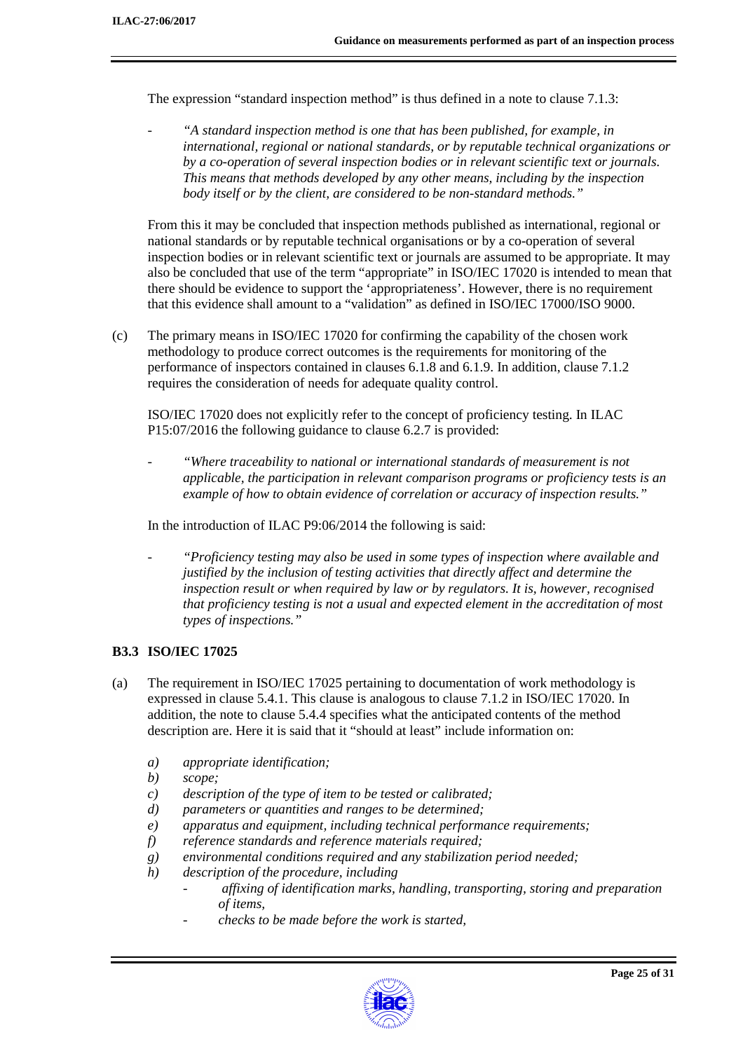The expression "standard inspection method" is thus defined in a note to clause 7.1.3:

- *"A standard inspection method is one that has been published, for example, in international, regional or national standards, or by reputable technical organizations or by a co-operation of several inspection bodies or in relevant scientific text or journals. This means that methods developed by any other means, including by the inspection body itself or by the client, are considered to be non-standard methods."*

From this it may be concluded that inspection methods published as international, regional or national standards or by reputable technical organisations or by a co-operation of several inspection bodies or in relevant scientific text or journals are assumed to be appropriate. It may also be concluded that use of the term "appropriate" in ISO/IEC 17020 is intended to mean that there should be evidence to support the 'appropriateness'. However, there is no requirement that this evidence shall amount to a "validation" as defined in ISO/IEC 17000/ISO 9000.

(c) The primary means in ISO/IEC 17020 for confirming the capability of the chosen work methodology to produce correct outcomes is the requirements for monitoring of the performance of inspectors contained in clauses 6.1.8 and 6.1.9. In addition, clause 7.1.2 requires the consideration of needs for adequate quality control.

ISO/IEC 17020 does not explicitly refer to the concept of proficiency testing. In ILAC P15:07/2016 the following guidance to clause 6.2.7 is provided:

- *"Where traceability to national or international standards of measurement is not applicable, the participation in relevant comparison programs or proficiency tests is an example of how to obtain evidence of correlation or accuracy of inspection results."*

In the introduction of ILAC P9:06/2014 the following is said:

- *"Proficiency testing may also be used in some types of inspection where available and justified by the inclusion of testing activities that directly affect and determine the inspection result or when required by law or by regulators. It is, however, recognised that proficiency testing is not a usual and expected element in the accreditation of most types of inspections."*

### B3.3 ISO/IEC 17025

(a) The requirement in ISO/IEC 17025 pertaining to documentation of work methodology is expressed in clause 5.4.1. This clause is analogous to clause 7.1.2 in ISO/IEC 17020. In addition, the note to clause 5.4.4 specifies what the anticipated contents of the method description are. Here it is said that it "should at least" include information on:

*a) appropriate identification;*
*b) scope;*
*c) description of the type of item to be tested or calibrated;*
*d) parameters or quantities and ranges to be determined;*
*e) apparatus and equipment, including technical performance requirements;*
*f) reference standards and reference materials required;*
*g) environmental conditions required and any stabilization period needed;*
*h) description of the procedure, including*
   - *affixing of identification marks, handling, transporting, storing and preparation of items,*
   - *checks to be made before the work is started,*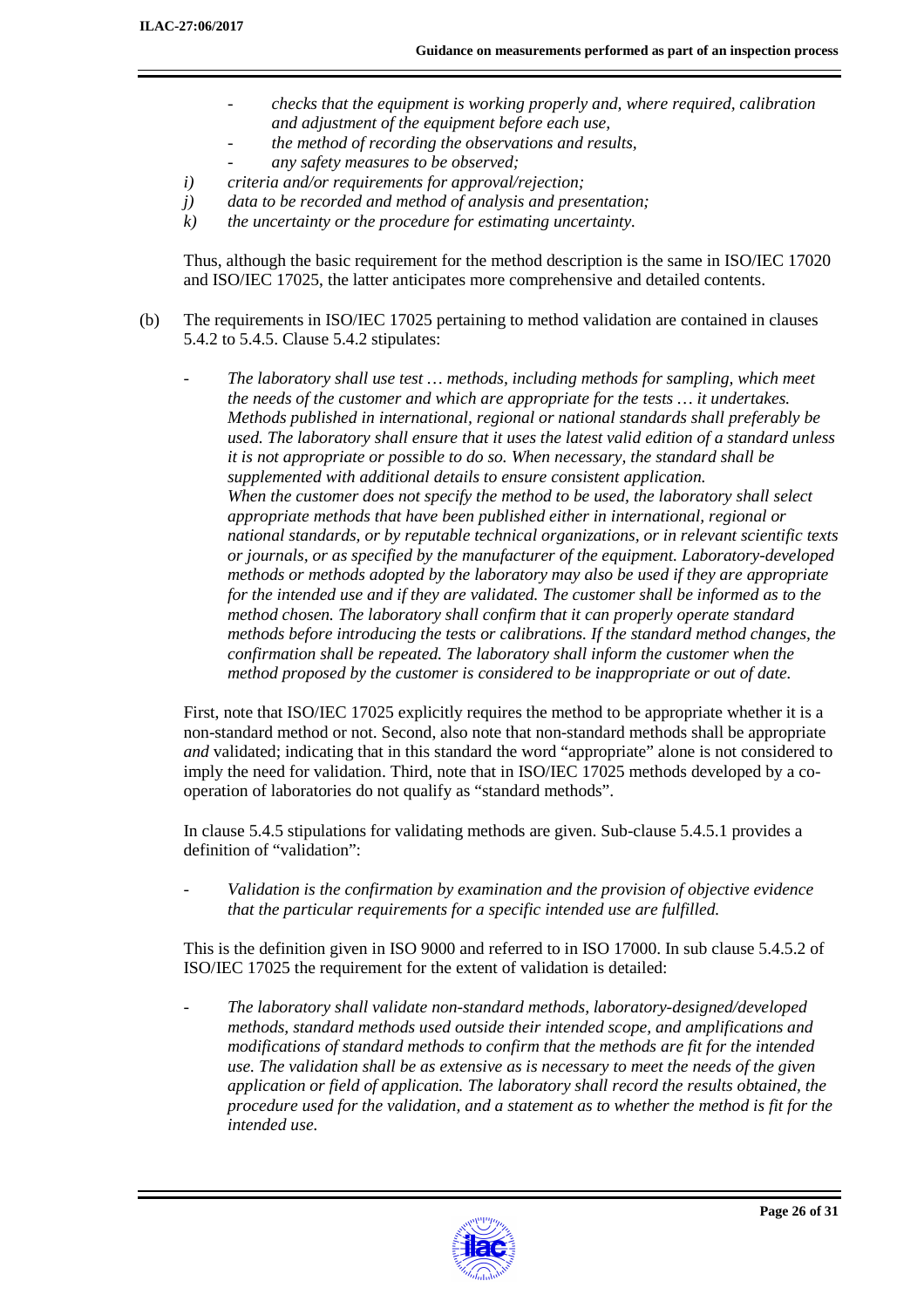- *checks that the equipment is working properly and, where required, calibration and adjustment of the equipment before each use,*
- *the method of recording the observations and results,*
- *any safety measures to be observed;*

*i)* *criteria and/or requirements for approval/rejection;*

*j)* *data to be recorded and method of analysis and presentation;*

*k)* *the uncertainty or the procedure for estimating uncertainty.*

Thus, although the basic requirement for the method description is the same in ISO/IEC 17020 and ISO/IEC 17025, the latter anticipates more comprehensive and detailed contents.

(b) The requirements in ISO/IEC 17025 pertaining to method validation are contained in clauses 5.4.2 to 5.4.5. Clause 5.4.2 stipulates:

- *The laboratory shall use test … methods, including methods for sampling, which meet the needs of the customer and which are appropriate for the tests … it undertakes. Methods published in international, regional or national standards shall preferably be used. The laboratory shall ensure that it uses the latest valid edition of a standard unless it is not appropriate or possible to do so. When necessary, the standard shall be supplemented with additional details to ensure consistent application.*
  *When the customer does not specify the method to be used, the laboratory shall select appropriate methods that have been published either in international, regional or national standards, or by reputable technical organizations, or in relevant scientific texts or journals, or as specified by the manufacturer of the equipment. Laboratory-developed methods or methods adopted by the laboratory may also be used if they are appropriate for the intended use and if they are validated. The customer shall be informed as to the method chosen. The laboratory shall confirm that it can properly operate standard methods before introducing the tests or calibrations. If the standard method changes, the confirmation shall be repeated. The laboratory shall inform the customer when the method proposed by the customer is considered to be inappropriate or out of date.*

First, note that ISO/IEC 17025 explicitly requires the method to be appropriate whether it is a non-standard method or not. Second, also note that non-standard methods shall be appropriate *and* validated; indicating that in this standard the word "appropriate" alone is not considered to imply the need for validation. Third, note that in ISO/IEC 17025 methods developed by a co-operation of laboratories do not qualify as "standard methods".

In clause 5.4.5 stipulations for validating methods are given. Sub-clause 5.4.5.1 provides a definition of "validation":

- *Validation is the confirmation by examination and the provision of objective evidence that the particular requirements for a specific intended use are fulfilled.*

This is the definition given in ISO 9000 and referred to in ISO 17000. In sub clause 5.4.5.2 of ISO/IEC 17025 the requirement for the extent of validation is detailed:

- *The laboratory shall validate non-standard methods, laboratory-designed/developed methods, standard methods used outside their intended scope, and amplifications and modifications of standard methods to confirm that the methods are fit for the intended use. The validation shall be as extensive as is necessary to meet the needs of the given application or field of application. The laboratory shall record the results obtained, the procedure used for the validation, and a statement as to whether the method is fit for the intended use.*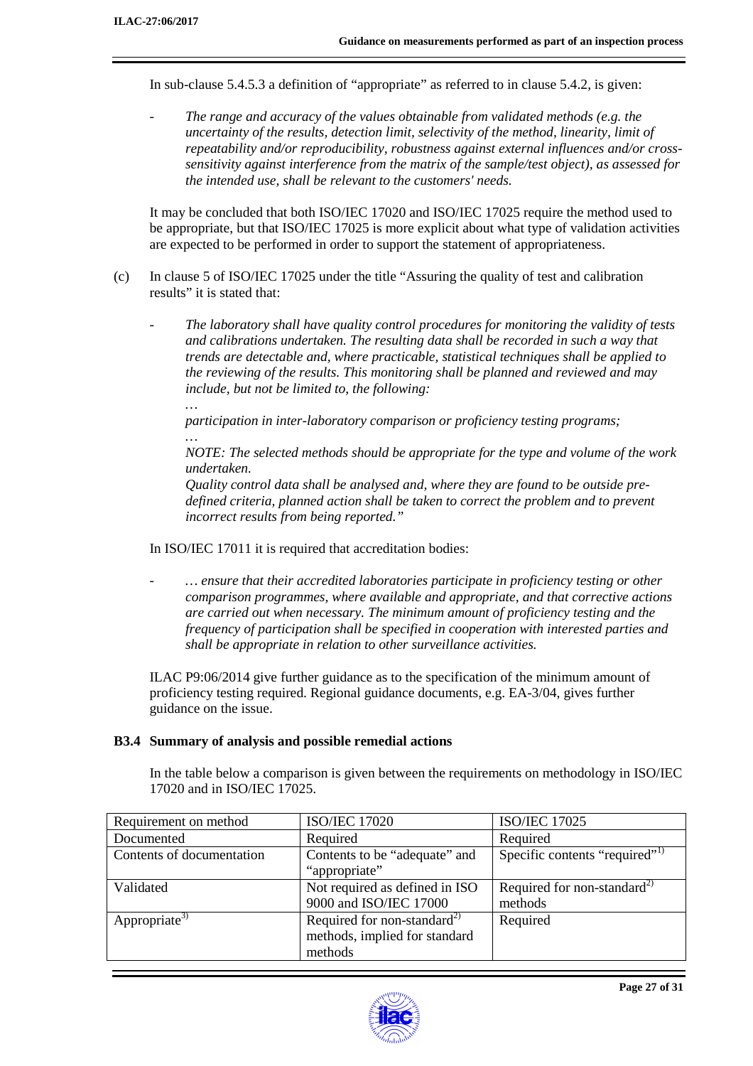In sub-clause 5.4.5.3 a definition of "appropriate" as referred to in clause 5.4.2, is given:

- *The range and accuracy of the values obtainable from validated methods (e.g. the uncertainty of the results, detection limit, selectivity of the method, linearity, limit of repeatability and/or reproducibility, robustness against external influences and/or cross-sensitivity against interference from the matrix of the sample/test object), as assessed for the intended use, shall be relevant to the customers' needs.*

It may be concluded that both ISO/IEC 17020 and ISO/IEC 17025 require the method used to be appropriate, but that ISO/IEC 17025 is more explicit about what type of validation activities are expected to be performed in order to support the statement of appropriateness.

(c) In clause 5 of ISO/IEC 17025 under the title "Assuring the quality of test and calibration results" it is stated that:

- *The laboratory shall have quality control procedures for monitoring the validity of tests and calibrations undertaken. The resulting data shall be recorded in such a way that trends are detectable and, where practicable, statistical techniques shall be applied to the reviewing of the results. This monitoring shall be planned and reviewed and may include, but not be limited to, the following:*

  *…*

  *participation in inter-laboratory comparison or proficiency testing programs;*

  *…*

  *NOTE: The selected methods should be appropriate for the type and volume of the work undertaken.*

  *Quality control data shall be analysed and, where they are found to be outside pre-defined criteria, planned action shall be taken to correct the problem and to prevent incorrect results from being reported."*

In ISO/IEC 17011 it is required that accreditation bodies:

- *… ensure that their accredited laboratories participate in proficiency testing or other comparison programmes, where available and appropriate, and that corrective actions are carried out when necessary. The minimum amount of proficiency testing and the frequency of participation shall be specified in cooperation with interested parties and shall be appropriate in relation to other surveillance activities.*

ILAC P9:06/2014 give further guidance as to the specification of the minimum amount of proficiency testing required. Regional guidance documents, e.g. EA-3/04, gives further guidance on the issue.

### B3.4 Summary of analysis and possible remedial actions

In the table below a comparison is given between the requirements on methodology in ISO/IEC 17020 and in ISO/IEC 17025.

| Requirement on method | ISO/IEC 17020 | ISO/IEC 17025 |
|---|---|---|
| Documented | Required | Required |
| Contents of documentation | Contents to be "adequate" and "appropriate" | Specific contents "required"[1)] |
| Validated | Not required as defined in ISO 9000 and ISO/IEC 17000 | Required for non-standard[2)] methods |
| Appropriate[3)] | Required for non-standard[2)] methods, implied for standard methods | Required |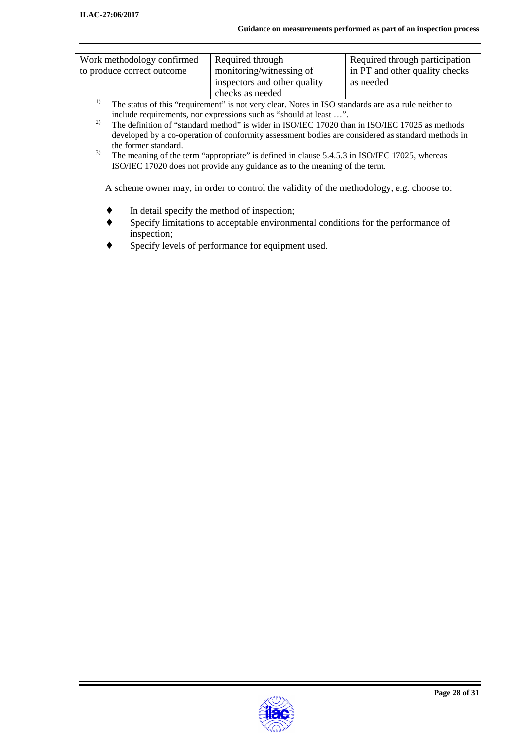| Work methodology confirmed to produce correct outcome | Required through monitoring/witnessing of inspectors and other quality checks as needed | Required through participation in PT and other quality checks as needed |
|---|---|---|

1) The status of this "requirement" is not very clear. Notes in ISO standards are as a rule neither to include requirements, nor expressions such as "should at least …".

2) The definition of "standard method" is wider in ISO/IEC 17020 than in ISO/IEC 17025 as methods developed by a co-operation of conformity assessment bodies are considered as standard methods in the former standard.

3) The meaning of the term "appropriate" is defined in clause 5.4.5.3 in ISO/IEC 17025, whereas ISO/IEC 17020 does not provide any guidance as to the meaning of the term.

A scheme owner may, in order to control the validity of the methodology, e.g. choose to:

- In detail specify the method of inspection;
- Specify limitations to acceptable environmental conditions for the performance of inspection;
- Specify levels of performance for equipment used.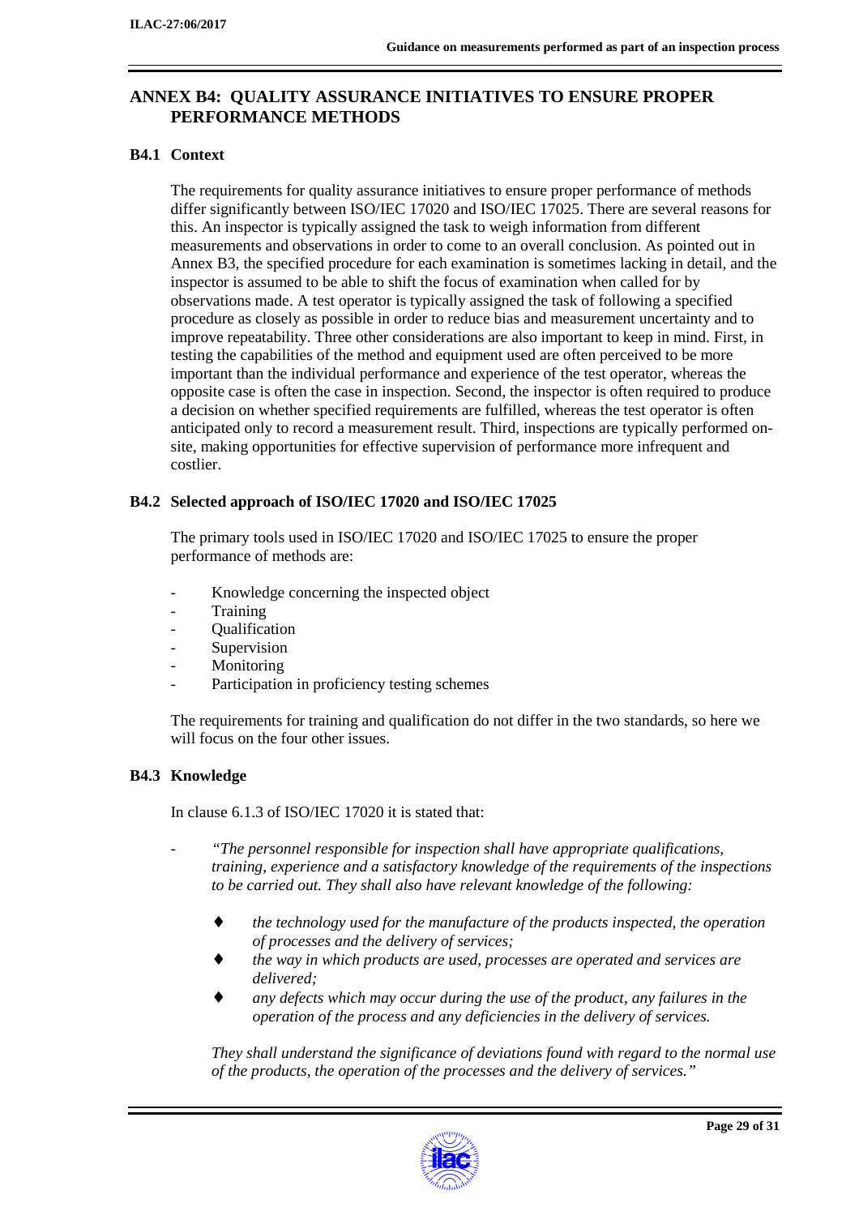## ANNEX B4: QUALITY ASSURANCE INITIATIVES TO ENSURE PROPER PERFORMANCE METHODS

### B4.1 Context

The requirements for quality assurance initiatives to ensure proper performance of methods differ significantly between ISO/IEC 17020 and ISO/IEC 17025. There are several reasons for this. An inspector is typically assigned the task to weigh information from different measurements and observations in order to come to an overall conclusion. As pointed out in Annex B3, the specified procedure for each examination is sometimes lacking in detail, and the inspector is assumed to be able to shift the focus of examination when called for by observations made. A test operator is typically assigned the task of following a specified procedure as closely as possible in order to reduce bias and measurement uncertainty and to improve repeatability. Three other considerations are also important to keep in mind. First, in testing the capabilities of the method and equipment used are often perceived to be more important than the individual performance and experience of the test operator, whereas the opposite case is often the case in inspection. Second, the inspector is often required to produce a decision on whether specified requirements are fulfilled, whereas the test operator is often anticipated only to record a measurement result. Third, inspections are typically performed on-site, making opportunities for effective supervision of performance more infrequent and costlier.

### B4.2 Selected approach of ISO/IEC 17020 and ISO/IEC 17025

The primary tools used in ISO/IEC 17020 and ISO/IEC 17025 to ensure the proper performance of methods are:

- Knowledge concerning the inspected object
- Training
- Qualification
- Supervision
- Monitoring
- Participation in proficiency testing schemes

The requirements for training and qualification do not differ in the two standards, so here we will focus on the four other issues.

### B4.3 Knowledge

In clause 6.1.3 of ISO/IEC 17020 it is stated that:

- *"The personnel responsible for inspection shall have appropriate qualifications, training, experience and a satisfactory knowledge of the requirements of the inspections to be carried out. They shall also have relevant knowledge of the following:*

  - *the technology used for the manufacture of the products inspected, the operation of processes and the delivery of services;*
  - *the way in which products are used, processes are operated and services are delivered;*
  - *any defects which may occur during the use of the product, any failures in the operation of the process and any deficiencies in the delivery of services.*

  *They shall understand the significance of deviations found with regard to the normal use of the products, the operation of the processes and the delivery of services."*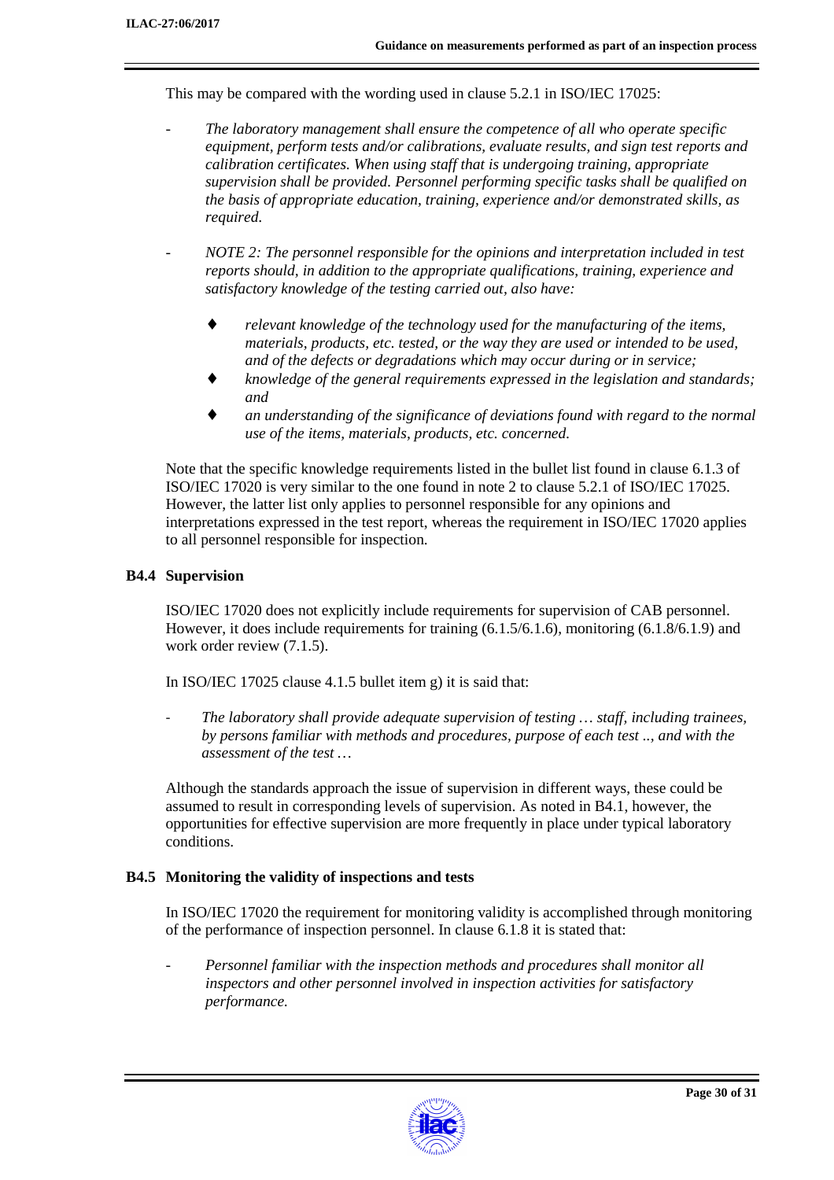This may be compared with the wording used in clause 5.2.1 in ISO/IEC 17025:

- *The laboratory management shall ensure the competence of all who operate specific equipment, perform tests and/or calibrations, evaluate results, and sign test reports and calibration certificates. When using staff that is undergoing training, appropriate supervision shall be provided. Personnel performing specific tasks shall be qualified on the basis of appropriate education, training, experience and/or demonstrated skills, as required.*

- *NOTE 2: The personnel responsible for the opinions and interpretation included in test reports should, in addition to the appropriate qualifications, training, experience and satisfactory knowledge of the testing carried out, also have:*

  - *relevant knowledge of the technology used for the manufacturing of the items, materials, products, etc. tested, or the way they are used or intended to be used, and of the defects or degradations which may occur during or in service;*
  - *knowledge of the general requirements expressed in the legislation and standards; and*
  - *an understanding of the significance of deviations found with regard to the normal use of the items, materials, products, etc. concerned.*

Note that the specific knowledge requirements listed in the bullet list found in clause 6.1.3 of ISO/IEC 17020 is very similar to the one found in note 2 to clause 5.2.1 of ISO/IEC 17025. However, the latter list only applies to personnel responsible for any opinions and interpretations expressed in the test report, whereas the requirement in ISO/IEC 17020 applies to all personnel responsible for inspection.

### B4.4 Supervision

ISO/IEC 17020 does not explicitly include requirements for supervision of CAB personnel. However, it does include requirements for training (6.1.5/6.1.6), monitoring (6.1.8/6.1.9) and work order review (7.1.5).

In ISO/IEC 17025 clause 4.1.5 bullet item g) it is said that:

- *The laboratory shall provide adequate supervision of testing … staff, including trainees, by persons familiar with methods and procedures, purpose of each test .., and with the assessment of the test …*

Although the standards approach the issue of supervision in different ways, these could be assumed to result in corresponding levels of supervision. As noted in B4.1, however, the opportunities for effective supervision are more frequently in place under typical laboratory conditions.

### B4.5 Monitoring the validity of inspections and tests

In ISO/IEC 17020 the requirement for monitoring validity is accomplished through monitoring of the performance of inspection personnel. In clause 6.1.8 it is stated that:

- *Personnel familiar with the inspection methods and procedures shall monitor all inspectors and other personnel involved in inspection activities for satisfactory performance.*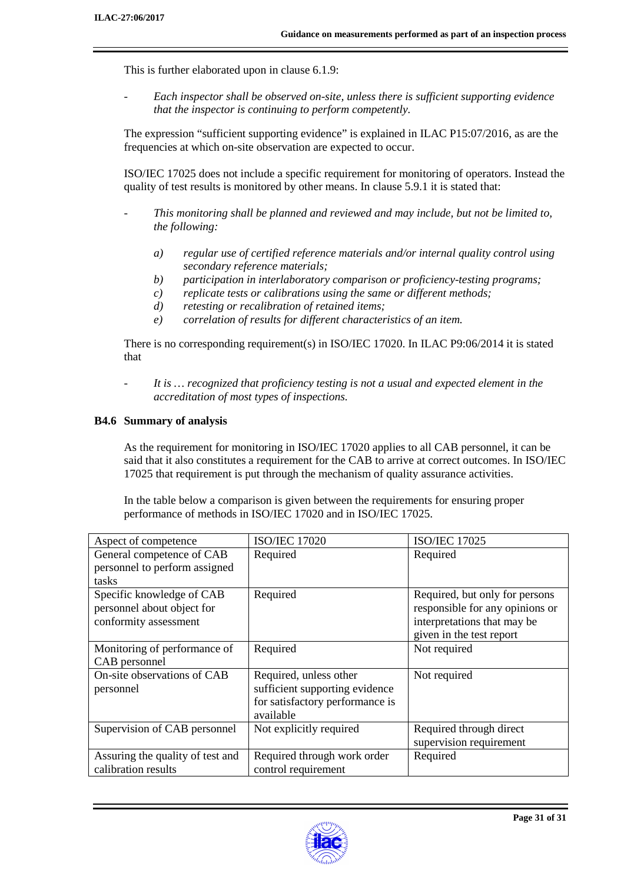This is further elaborated upon in clause 6.1.9:

- *Each inspector shall be observed on-site, unless there is sufficient supporting evidence that the inspector is continuing to perform competently.*

The expression "sufficient supporting evidence" is explained in ILAC P15:07/2016, as are the frequencies at which on-site observation are expected to occur.

ISO/IEC 17025 does not include a specific requirement for monitoring of operators. Instead the quality of test results is monitored by other means. In clause 5.9.1 it is stated that:

- *This monitoring shall be planned and reviewed and may include, but not be limited to, the following:*

  *a) regular use of certified reference materials and/or internal quality control using secondary reference materials;*
  *b) participation in interlaboratory comparison or proficiency-testing programs;*
  *c) replicate tests or calibrations using the same or different methods;*
  *d) retesting or recalibration of retained items;*
  *e) correlation of results for different characteristics of an item.*

There is no corresponding requirement(s) in ISO/IEC 17020. In ILAC P9:06/2014 it is stated that

- *It is … recognized that proficiency testing is not a usual and expected element in the accreditation of most types of inspections.*

### B4.6 Summary of analysis

As the requirement for monitoring in ISO/IEC 17020 applies to all CAB personnel, it can be said that it also constitutes a requirement for the CAB to arrive at correct outcomes. In ISO/IEC 17025 that requirement is put through the mechanism of quality assurance activities.

In the table below a comparison is given between the requirements for ensuring proper performance of methods in ISO/IEC 17020 and in ISO/IEC 17025.

| Aspect of competence | ISO/IEC 17020 | ISO/IEC 17025 |
|---|---|---|
| General competence of CAB personnel to perform assigned tasks | Required | Required |
| Specific knowledge of CAB personnel about object for conformity assessment | Required | Required, but only for persons responsible for any opinions or interpretations that may be given in the test report |
| Monitoring of performance of CAB personnel | Required | Not required |
| On-site observations of CAB personnel | Required, unless other sufficient supporting evidence for satisfactory performance is available | Not required |
| Supervision of CAB personnel | Not explicitly required | Required through direct supervision requirement |
| Assuring the quality of test and calibration results | Required through work order control requirement | Required |